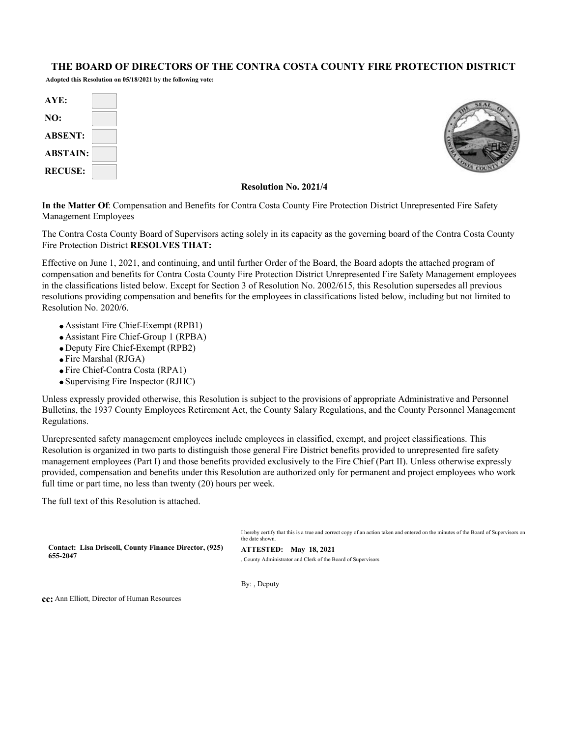# THE BOARD OF DIRECTORS OF THE CONTRA COSTA COUNTY FIRE PROTECTION DISTRICT

**Adopted this Resolution on 05/18/2021 by the following vote:**

| | |
|---|---|
| **AYE:** | |
| **NO:** | |
| **ABSENT:** | |
| **ABSTAIN:** | |
| **RECUSE:** | |

**Resolution No. 2021/4**

**In the Matter Of**: Compensation and Benefits for Contra Costa County Fire Protection District Unrepresented Fire Safety Management Employees

The Contra Costa County Board of Supervisors acting solely in its capacity as the governing board of the Contra Costa County Fire Protection District **RESOLVES THAT:**

Effective on June 1, 2021, and continuing, and until further Order of the Board, the Board adopts the attached program of compensation and benefits for Contra Costa County Fire Protection District Unrepresented Fire Safety Management employees in the classifications listed below. Except for Section 3 of Resolution No. 2002/615, this Resolution supersedes all previous resolutions providing compensation and benefits for the employees in classifications listed below, including but not limited to Resolution No. 2020/6.

- Assistant Fire Chief-Exempt (RPB1)
- Assistant Fire Chief-Group 1 (RPBA)
- Deputy Fire Chief-Exempt (RPB2)
- Fire Marshal (RJGA)
- Fire Chief-Contra Costa (RPA1)
- Supervising Fire Inspector (RJHC)

Unless expressly provided otherwise, this Resolution is subject to the provisions of appropriate Administrative and Personnel Bulletins, the 1937 County Employees Retirement Act, the County Salary Regulations, and the County Personnel Management Regulations.

Unrepresented safety management employees include employees in classified, exempt, and project classifications. This Resolution is organized in two parts to distinguish those general Fire District benefits provided to unrepresented fire safety management employees (Part I) and those benefits provided exclusively to the Fire Chief (Part II). Unless otherwise expressly provided, compensation and benefits under this Resolution are authorized only for permanent and project employees who work full time or part time, no less than twenty (20) hours per week.

The full text of this Resolution is attached.

**Contact: Lisa Driscoll, County Finance Director, (925) 655-2047**

I hereby certify that this is a true and correct copy of an action taken and entered on the minutes of the Board of Supervisors on the date shown.

**ATTESTED: May 18, 2021**

, County Administrator and Clerk of the Board of Supervisors

By: , Deputy

**cc:** Ann Elliott, Director of Human Resources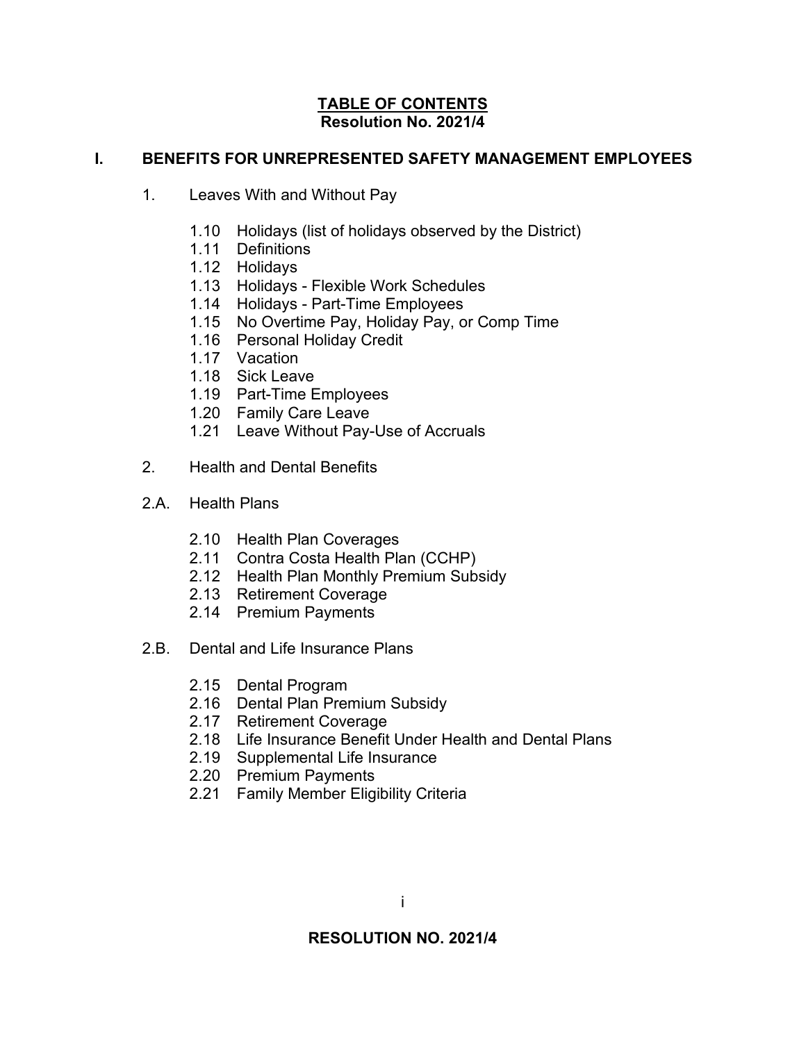# TABLE OF CONTENTS
## Resolution No. 2021/4

## I. BENEFITS FOR UNREPRESENTED SAFETY MANAGEMENT EMPLOYEES

1. Leaves With and Without Pay

   1.10 Holidays (list of holidays observed by the District)
   1.11 Definitions
   1.12 Holidays
   1.13 Holidays - Flexible Work Schedules
   1.14 Holidays - Part-Time Employees
   1.15 No Overtime Pay, Holiday Pay, or Comp Time
   1.16 Personal Holiday Credit
   1.17 Vacation
   1.18 Sick Leave
   1.19 Part-Time Employees
   1.20 Family Care Leave
   1.21 Leave Without Pay-Use of Accruals

2. Health and Dental Benefits

2.A. Health Plans

   2.10 Health Plan Coverages
   2.11 Contra Costa Health Plan (CCHP)
   2.12 Health Plan Monthly Premium Subsidy
   2.13 Retirement Coverage
   2.14 Premium Payments

2.B. Dental and Life Insurance Plans

   2.15 Dental Program
   2.16 Dental Plan Premium Subsidy
   2.17 Retirement Coverage
   2.18 Life Insurance Benefit Under Health and Dental Plans
   2.19 Supplemental Life Insurance
   2.20 Premium Payments
   2.21 Family Member Eligibility Criteria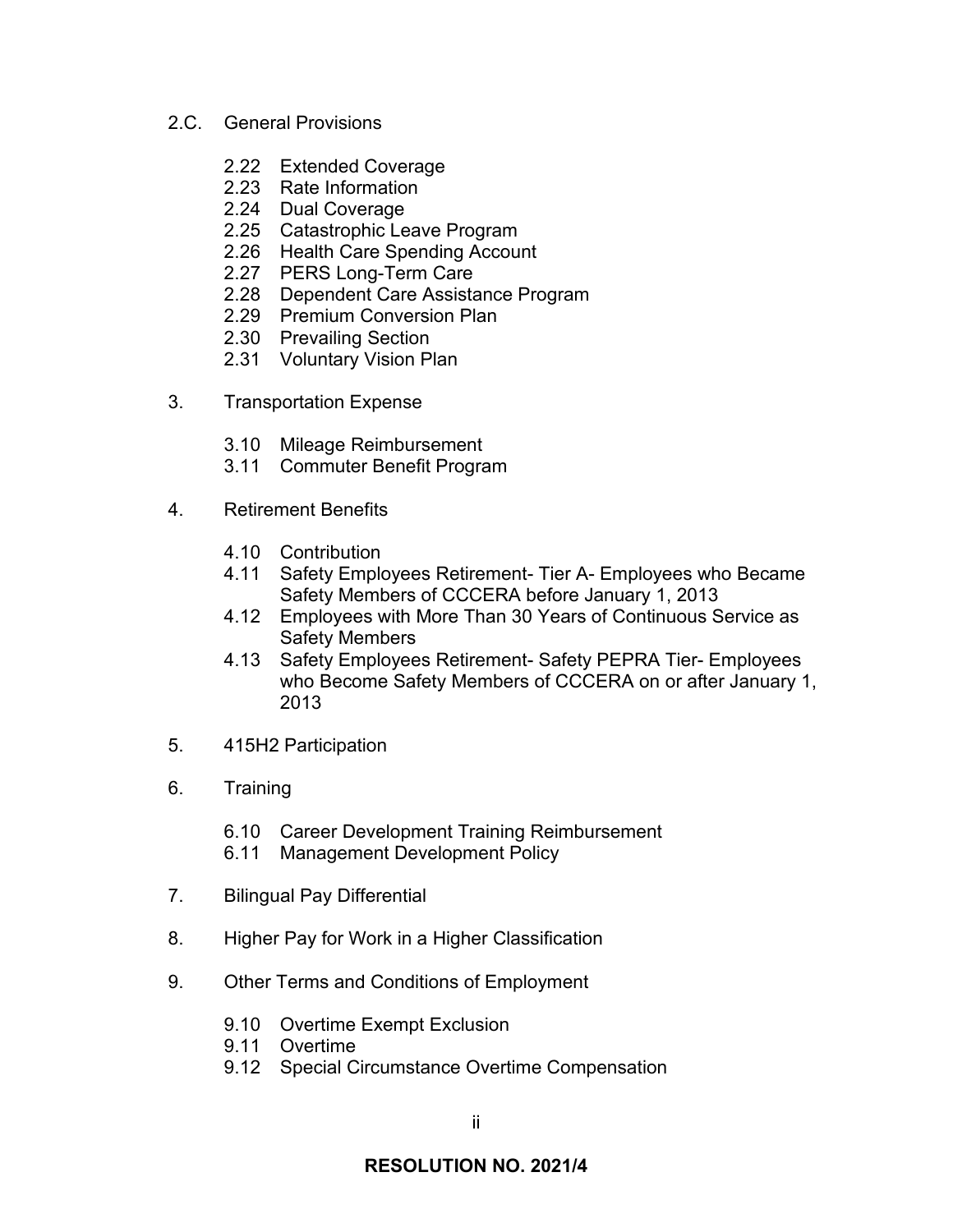2.C. General Provisions

- 2.22 Extended Coverage
- 2.23 Rate Information
- 2.24 Dual Coverage
- 2.25 Catastrophic Leave Program
- 2.26 Health Care Spending Account
- 2.27 PERS Long-Term Care
- 2.28 Dependent Care Assistance Program
- 2.29 Premium Conversion Plan
- 2.30 Prevailing Section
- 2.31 Voluntary Vision Plan

3. Transportation Expense

- 3.10 Mileage Reimbursement
- 3.11 Commuter Benefit Program

4. Retirement Benefits

- 4.10 Contribution
- 4.11 Safety Employees Retirement- Tier A- Employees who Became Safety Members of CCCERA before January 1, 2013
- 4.12 Employees with More Than 30 Years of Continuous Service as Safety Members
- 4.13 Safety Employees Retirement- Safety PEPRA Tier- Employees who Become Safety Members of CCCERA on or after January 1, 2013

5. 415H2 Participation

6. Training

- 6.10 Career Development Training Reimbursement
- 6.11 Management Development Policy

7. Bilingual Pay Differential

8. Higher Pay for Work in a Higher Classification

9. Other Terms and Conditions of Employment

- 9.10 Overtime Exempt Exclusion
- 9.11 Overtime
- 9.12 Special Circumstance Overtime Compensation

**RESOLUTION NO. 2021/4**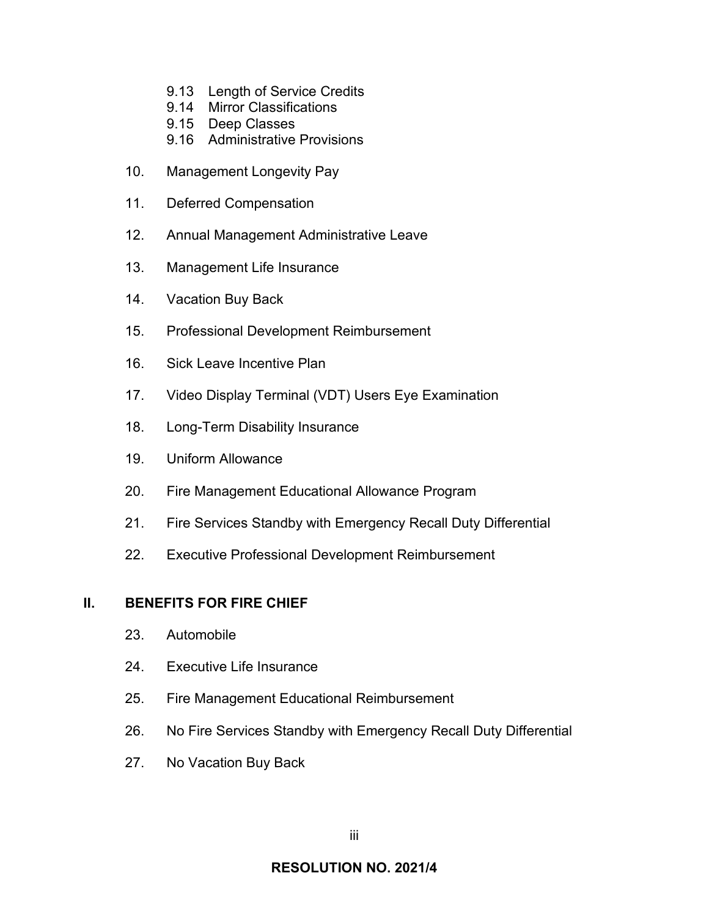- 9.13 Length of Service Credits
- 9.14 Mirror Classifications
- 9.15 Deep Classes
- 9.16 Administrative Provisions

10. Management Longevity Pay

11. Deferred Compensation

12. Annual Management Administrative Leave

13. Management Life Insurance

14. Vacation Buy Back

15. Professional Development Reimbursement

16. Sick Leave Incentive Plan

17. Video Display Terminal (VDT) Users Eye Examination

18. Long-Term Disability Insurance

19. Uniform Allowance

20. Fire Management Educational Allowance Program

21. Fire Services Standby with Emergency Recall Duty Differential

22. Executive Professional Development Reimbursement

## II. BENEFITS FOR FIRE CHIEF

23. Automobile

24. Executive Life Insurance

25. Fire Management Educational Reimbursement

26. No Fire Services Standby with Emergency Recall Duty Differential

27. No Vacation Buy Back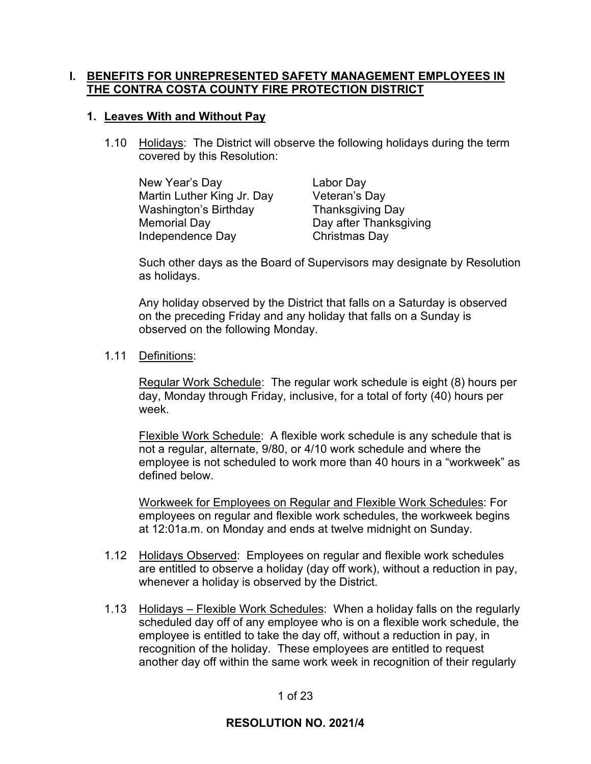## I. BENEFITS FOR UNREPRESENTED SAFETY MANAGEMENT EMPLOYEES IN THE CONTRA COSTA COUNTY FIRE PROTECTION DISTRICT

### 1. Leaves With and Without Pay

1.10 Holidays: The District will observe the following holidays during the term covered by this Resolution:

| | |
|---|---|
| New Year's Day | Labor Day |
| Martin Luther King Jr. Day | Veteran's Day |
| Washington's Birthday | Thanksgiving Day |
| Memorial Day | Day after Thanksgiving |
| Independence Day | Christmas Day |

Such other days as the Board of Supervisors may designate by Resolution as holidays.

Any holiday observed by the District that falls on a Saturday is observed on the preceding Friday and any holiday that falls on a Sunday is observed on the following Monday.

1.11 Definitions:

Regular Work Schedule: The regular work schedule is eight (8) hours per day, Monday through Friday, inclusive, for a total of forty (40) hours per week.

Flexible Work Schedule: A flexible work schedule is any schedule that is not a regular, alternate, 9/80, or 4/10 work schedule and where the employee is not scheduled to work more than 40 hours in a "workweek" as defined below.

Workweek for Employees on Regular and Flexible Work Schedules: For employees on regular and flexible work schedules, the workweek begins at 12:01a.m. on Monday and ends at twelve midnight on Sunday.

1.12 Holidays Observed: Employees on regular and flexible work schedules are entitled to observe a holiday (day off work), without a reduction in pay, whenever a holiday is observed by the District.

1.13 Holidays – Flexible Work Schedules: When a holiday falls on the regularly scheduled day off of any employee who is on a flexible work schedule, the employee is entitled to take the day off, without a reduction in pay, in recognition of the holiday. These employees are entitled to request another day off within the same work week in recognition of their regularly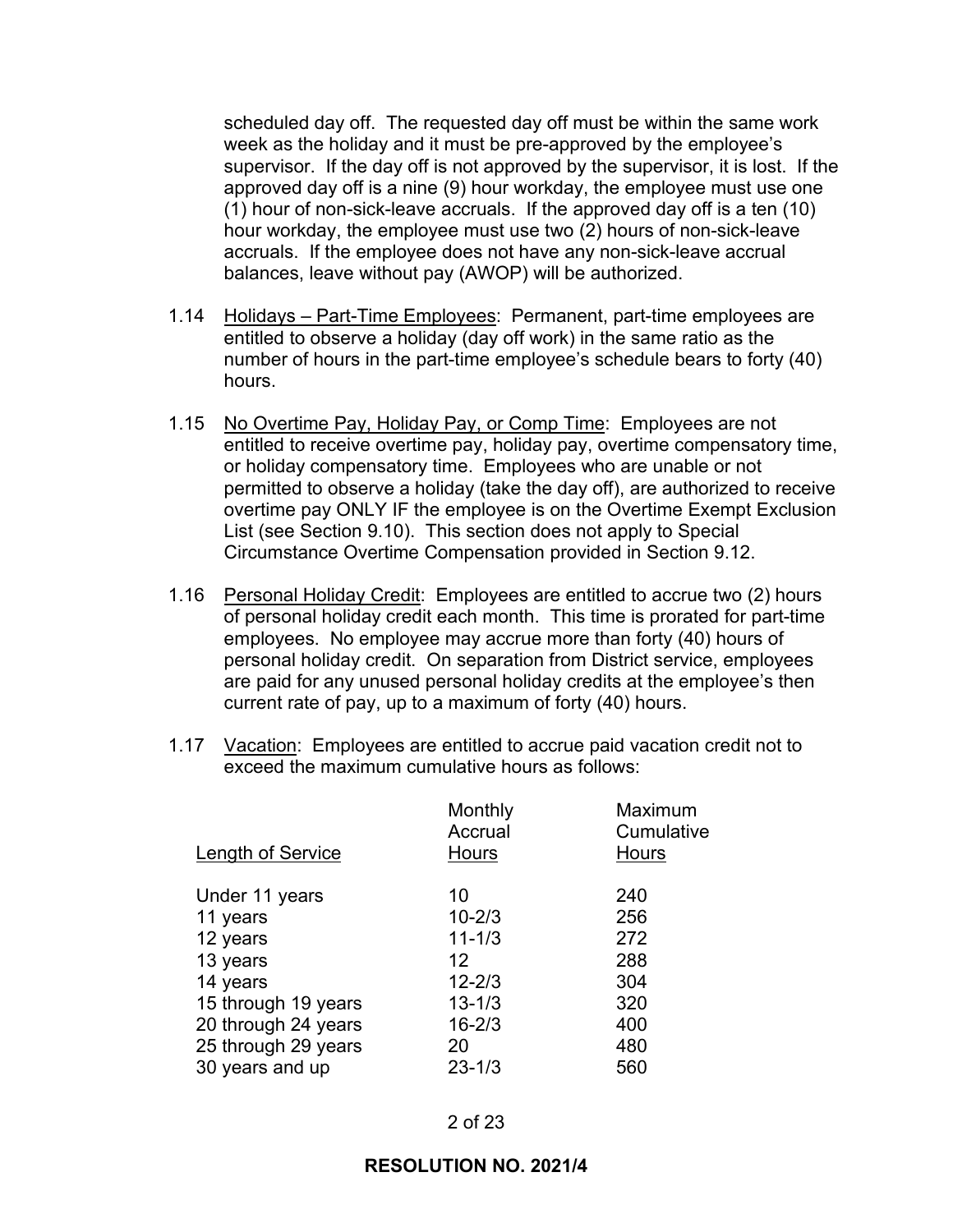scheduled day off. The requested day off must be within the same work week as the holiday and it must be pre-approved by the employee's supervisor. If the day off is not approved by the supervisor, it is lost. If the approved day off is a nine (9) hour workday, the employee must use one (1) hour of non-sick-leave accruals. If the approved day off is a ten (10) hour workday, the employee must use two (2) hours of non-sick-leave accruals. If the employee does not have any non-sick-leave accrual balances, leave without pay (AWOP) will be authorized.

1.14 Holidays – Part-Time Employees: Permanent, part-time employees are entitled to observe a holiday (day off work) in the same ratio as the number of hours in the part-time employee's schedule bears to forty (40) hours.

1.15 No Overtime Pay, Holiday Pay, or Comp Time: Employees are not entitled to receive overtime pay, holiday pay, overtime compensatory time, or holiday compensatory time. Employees who are unable or not permitted to observe a holiday (take the day off), are authorized to receive overtime pay ONLY IF the employee is on the Overtime Exempt Exclusion List (see Section 9.10). This section does not apply to Special Circumstance Overtime Compensation provided in Section 9.12.

1.16 Personal Holiday Credit: Employees are entitled to accrue two (2) hours of personal holiday credit each month. This time is prorated for part-time employees. No employee may accrue more than forty (40) hours of personal holiday credit. On separation from District service, employees are paid for any unused personal holiday credits at the employee's then current rate of pay, up to a maximum of forty (40) hours.

1.17 Vacation: Employees are entitled to accrue paid vacation credit not to exceed the maximum cumulative hours as follows:

| Length of Service | Monthly Accrual Hours | Maximum Cumulative Hours |
|---|---|---|
| Under 11 years | 10 | 240 |
| 11 years | 10-2/3 | 256 |
| 12 years | 11-1/3 | 272 |
| 13 years | 12 | 288 |
| 14 years | 12-2/3 | 304 |
| 15 through 19 years | 13-1/3 | 320 |
| 20 through 24 years | 16-2/3 | 400 |
| 25 through 29 years | 20 | 480 |
| 30 years and up | 23-1/3 | 560 |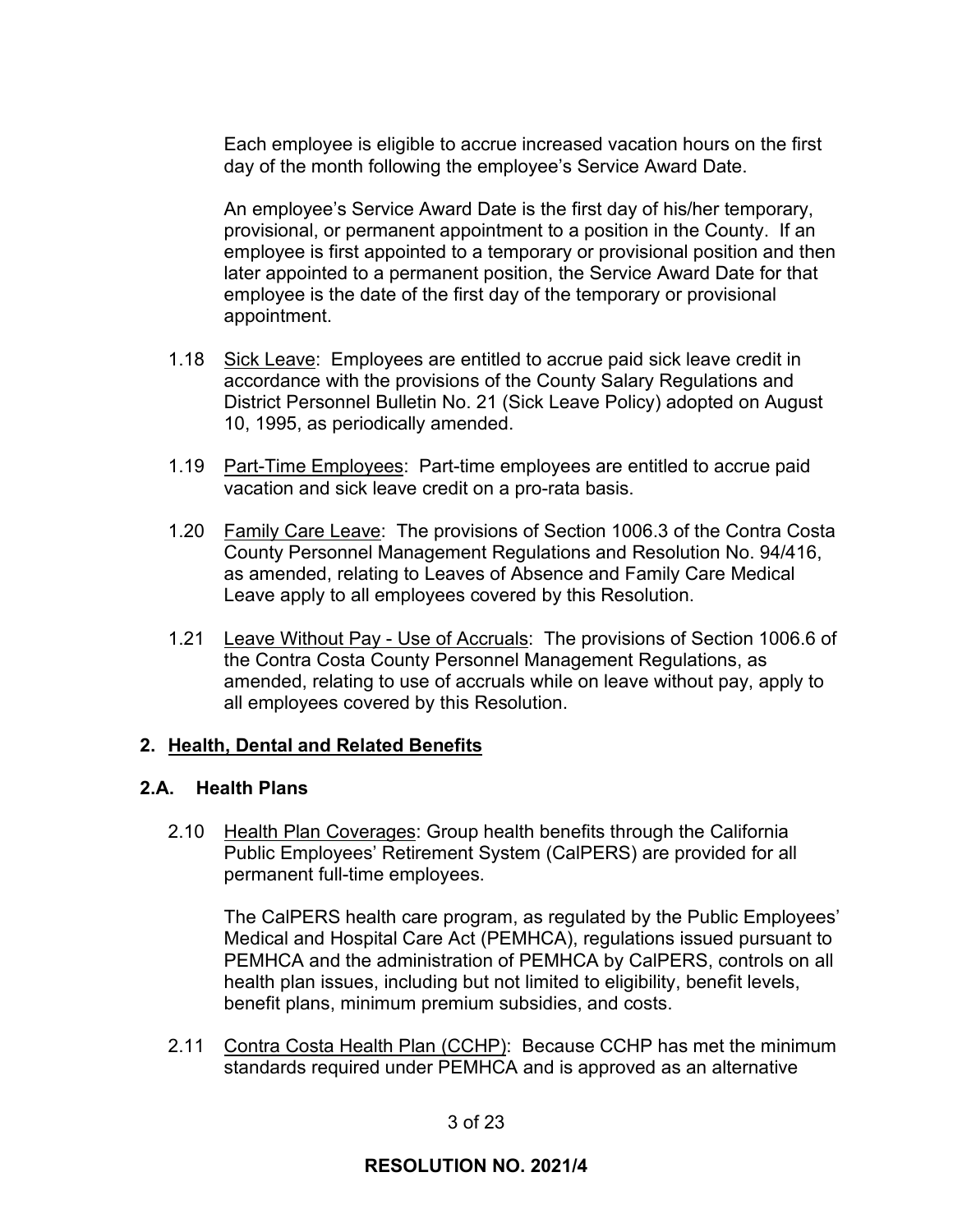Each employee is eligible to accrue increased vacation hours on the first day of the month following the employee's Service Award Date.

An employee's Service Award Date is the first day of his/her temporary, provisional, or permanent appointment to a position in the County. If an employee is first appointed to a temporary or provisional position and then later appointed to a permanent position, the Service Award Date for that employee is the date of the first day of the temporary or provisional appointment.

1.18 Sick Leave: Employees are entitled to accrue paid sick leave credit in accordance with the provisions of the County Salary Regulations and District Personnel Bulletin No. 21 (Sick Leave Policy) adopted on August 10, 1995, as periodically amended.

1.19 Part-Time Employees: Part-time employees are entitled to accrue paid vacation and sick leave credit on a pro-rata basis.

1.20 Family Care Leave: The provisions of Section 1006.3 of the Contra Costa County Personnel Management Regulations and Resolution No. 94/416, as amended, relating to Leaves of Absence and Family Care Medical Leave apply to all employees covered by this Resolution.

1.21 Leave Without Pay - Use of Accruals: The provisions of Section 1006.6 of the Contra Costa County Personnel Management Regulations, as amended, relating to use of accruals while on leave without pay, apply to all employees covered by this Resolution.

## 2. Health, Dental and Related Benefits

### 2.A. Health Plans

2.10 Health Plan Coverages: Group health benefits through the California Public Employees' Retirement System (CalPERS) are provided for all permanent full-time employees.

The CalPERS health care program, as regulated by the Public Employees' Medical and Hospital Care Act (PEMHCA), regulations issued pursuant to PEMHCA and the administration of PEMHCA by CalPERS, controls on all health plan issues, including but not limited to eligibility, benefit levels, benefit plans, minimum premium subsidies, and costs.

2.11 Contra Costa Health Plan (CCHP): Because CCHP has met the minimum standards required under PEMHCA and is approved as an alternative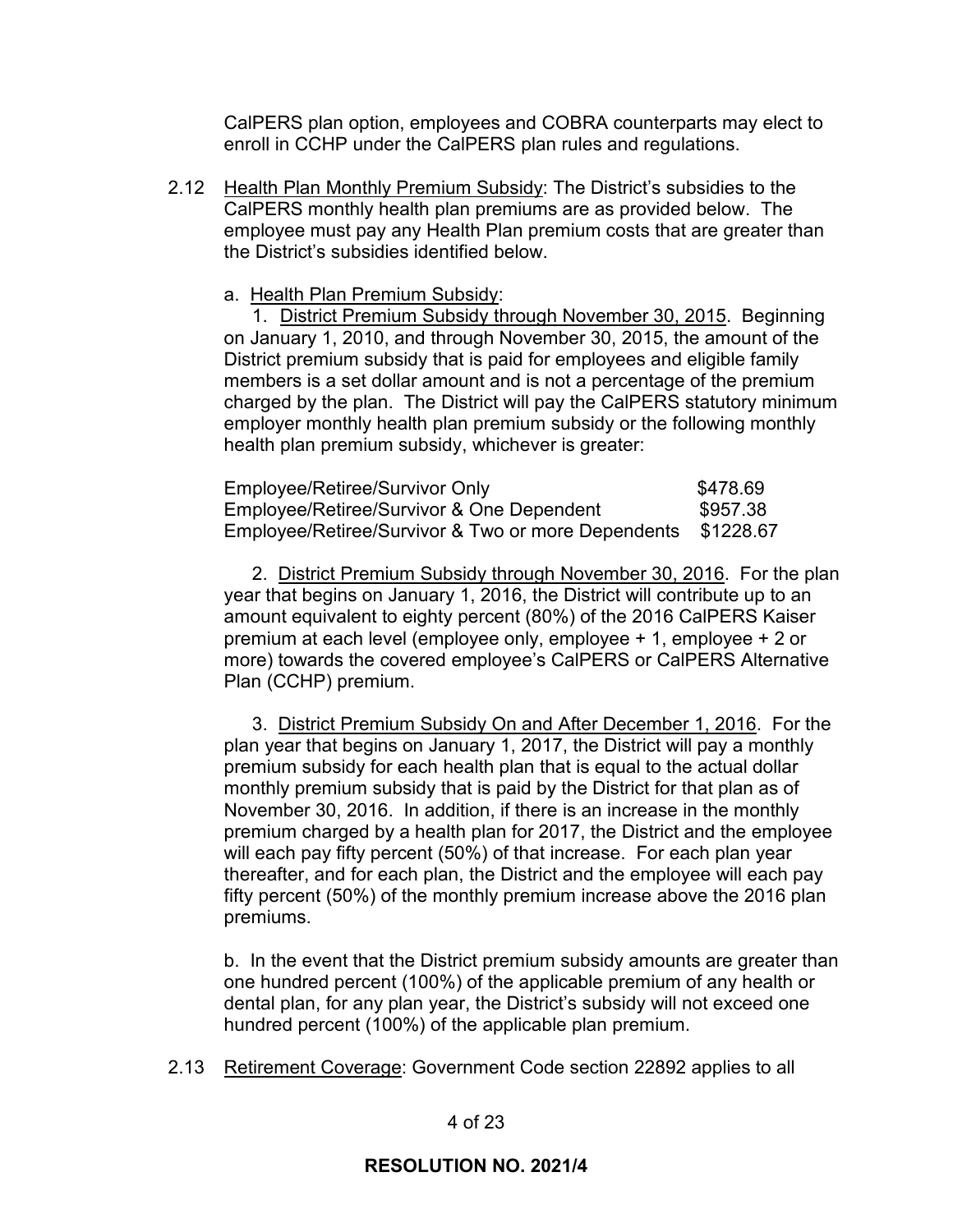CalPERS plan option, employees and COBRA counterparts may elect to enroll in CCHP under the CalPERS plan rules and regulations.

2.12 Health Plan Monthly Premium Subsidy: The District's subsidies to the CalPERS monthly health plan premiums are as provided below. The employee must pay any Health Plan premium costs that are greater than the District's subsidies identified below.

a. Health Plan Premium Subsidy:

1. District Premium Subsidy through November 30, 2015. Beginning on January 1, 2010, and through November 30, 2015, the amount of the District premium subsidy that is paid for employees and eligible family members is a set dollar amount and is not a percentage of the premium charged by the plan. The District will pay the CalPERS statutory minimum employer monthly health plan premium subsidy or the following monthly health plan premium subsidy, whichever is greater:

| | |
|---|---|
| Employee/Retiree/Survivor Only | $478.69 |
| Employee/Retiree/Survivor & One Dependent | $957.38 |
| Employee/Retiree/Survivor & Two or more Dependents | $1228.67 |

2. District Premium Subsidy through November 30, 2016. For the plan year that begins on January 1, 2016, the District will contribute up to an amount equivalent to eighty percent (80%) of the 2016 CalPERS Kaiser premium at each level (employee only, employee + 1, employee + 2 or more) towards the covered employee's CalPERS or CalPERS Alternative Plan (CCHP) premium.

3. District Premium Subsidy On and After December 1, 2016. For the plan year that begins on January 1, 2017, the District will pay a monthly premium subsidy for each health plan that is equal to the actual dollar monthly premium subsidy that is paid by the District for that plan as of November 30, 2016. In addition, if there is an increase in the monthly premium charged by a health plan for 2017, the District and the employee will each pay fifty percent (50%) of that increase. For each plan year thereafter, and for each plan, the District and the employee will each pay fifty percent (50%) of the monthly premium increase above the 2016 plan premiums.

b. In the event that the District premium subsidy amounts are greater than one hundred percent (100%) of the applicable premium of any health or dental plan, for any plan year, the District's subsidy will not exceed one hundred percent (100%) of the applicable plan premium.

2.13 Retirement Coverage: Government Code section 22892 applies to all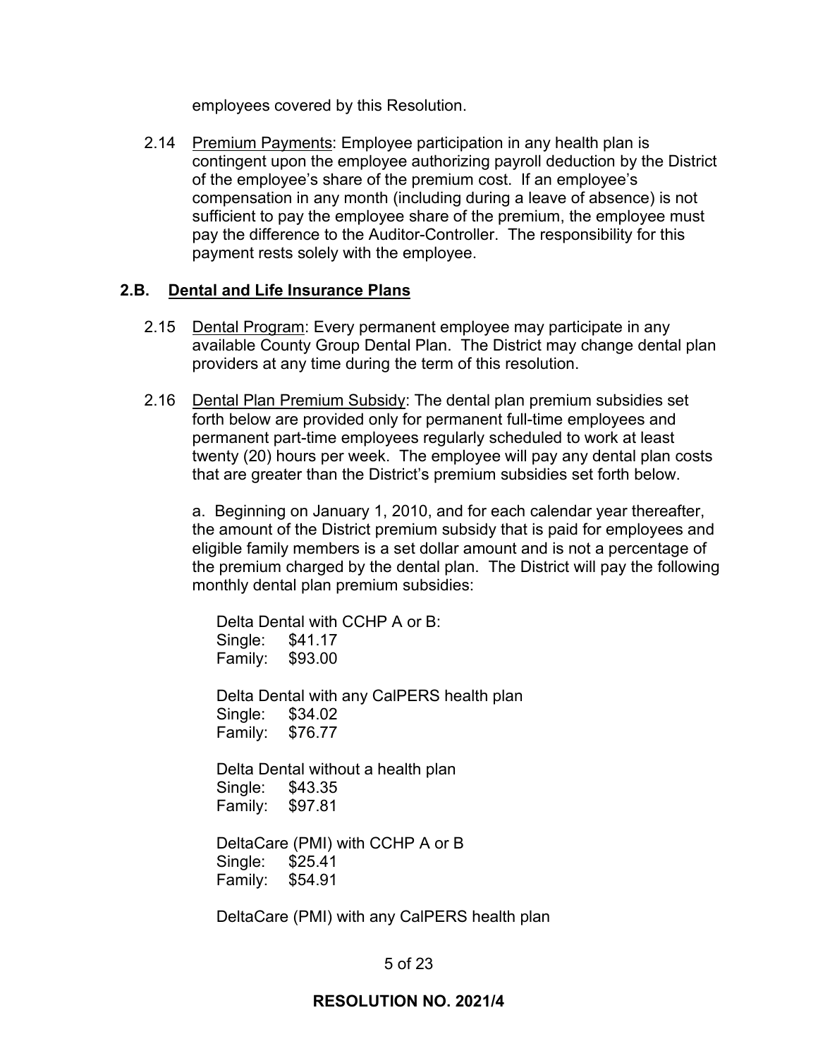employees covered by this Resolution.

2.14 Premium Payments: Employee participation in any health plan is contingent upon the employee authorizing payroll deduction by the District of the employee's share of the premium cost. If an employee's compensation in any month (including during a leave of absence) is not sufficient to pay the employee share of the premium, the employee must pay the difference to the Auditor-Controller. The responsibility for this payment rests solely with the employee.

## 2.B. Dental and Life Insurance Plans

2.15 Dental Program: Every permanent employee may participate in any available County Group Dental Plan. The District may change dental plan providers at any time during the term of this resolution.

2.16 Dental Plan Premium Subsidy: The dental plan premium subsidies set forth below are provided only for permanent full-time employees and permanent part-time employees regularly scheduled to work at least twenty (20) hours per week. The employee will pay any dental plan costs that are greater than the District's premium subsidies set forth below.

a. Beginning on January 1, 2010, and for each calendar year thereafter, the amount of the District premium subsidy that is paid for employees and eligible family members is a set dollar amount and is not a percentage of the premium charged by the dental plan. The District will pay the following monthly dental plan premium subsidies:

Delta Dental with CCHP A or B:
Single: $41.17
Family: $93.00

Delta Dental with any CalPERS health plan
Single: $34.02
Family: $76.77

Delta Dental without a health plan
Single: $43.35
Family: $97.81

DeltaCare (PMI) with CCHP A or B
Single: $25.41
Family: $54.91

DeltaCare (PMI) with any CalPERS health plan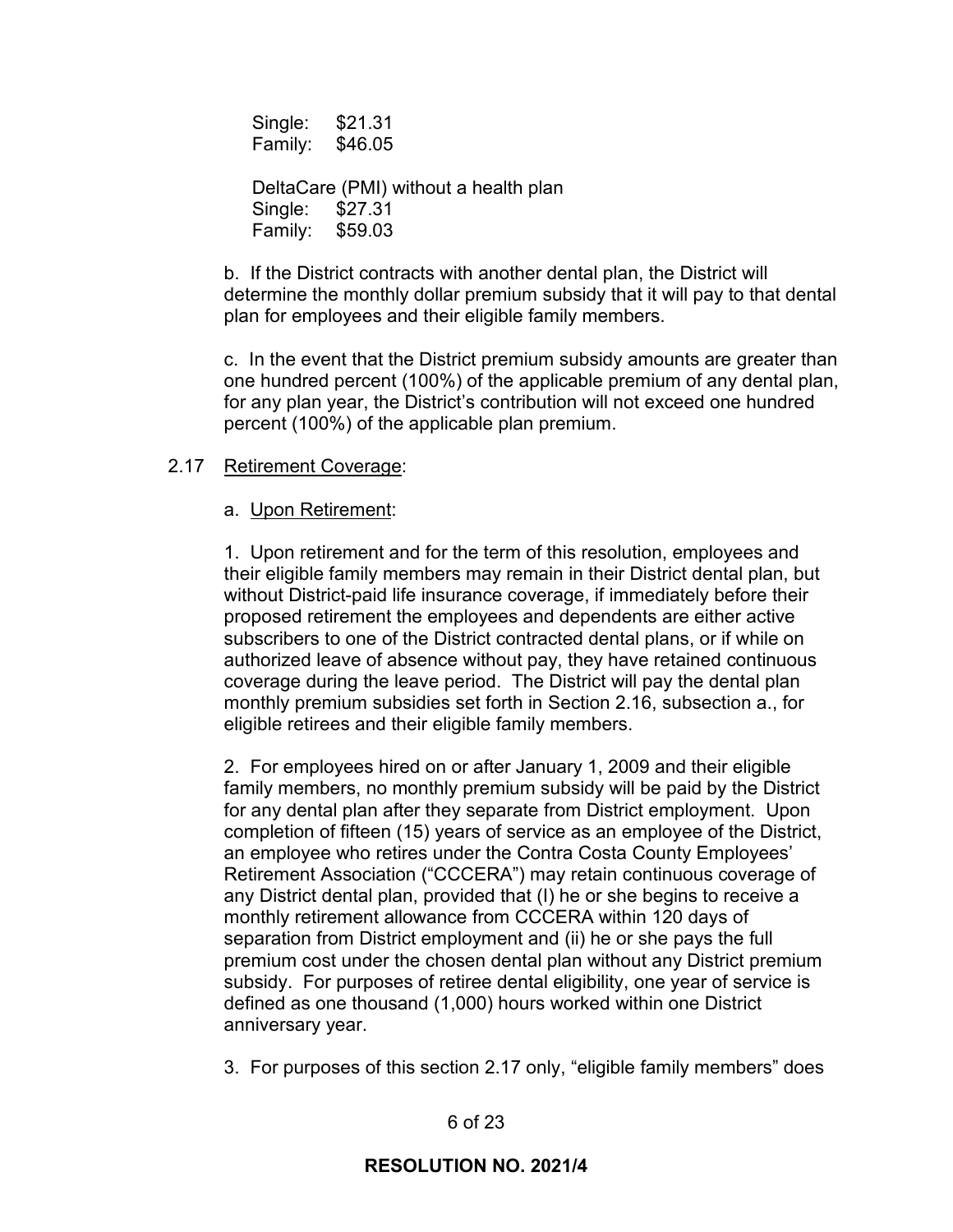Single: $21.31
Family: $46.05

DeltaCare (PMI) without a health plan
Single: $27.31
Family: $59.03

b. If the District contracts with another dental plan, the District will determine the monthly dollar premium subsidy that it will pay to that dental plan for employees and their eligible family members.

c. In the event that the District premium subsidy amounts are greater than one hundred percent (100%) of the applicable premium of any dental plan, for any plan year, the District's contribution will not exceed one hundred percent (100%) of the applicable plan premium.

2.17 Retirement Coverage:

a. Upon Retirement:

1. Upon retirement and for the term of this resolution, employees and their eligible family members may remain in their District dental plan, but without District-paid life insurance coverage, if immediately before their proposed retirement the employees and dependents are either active subscribers to one of the District contracted dental plans, or if while on authorized leave of absence without pay, they have retained continuous coverage during the leave period. The District will pay the dental plan monthly premium subsidies set forth in Section 2.16, subsection a., for eligible retirees and their eligible family members.

2. For employees hired on or after January 1, 2009 and their eligible family members, no monthly premium subsidy will be paid by the District for any dental plan after they separate from District employment. Upon completion of fifteen (15) years of service as an employee of the District, an employee who retires under the Contra Costa County Employees' Retirement Association ("CCCERA") may retain continuous coverage of any District dental plan, provided that (I) he or she begins to receive a monthly retirement allowance from CCCERA within 120 days of separation from District employment and (ii) he or she pays the full premium cost under the chosen dental plan without any District premium subsidy. For purposes of retiree dental eligibility, one year of service is defined as one thousand (1,000) hours worked within one District anniversary year.

3. For purposes of this section 2.17 only, "eligible family members" does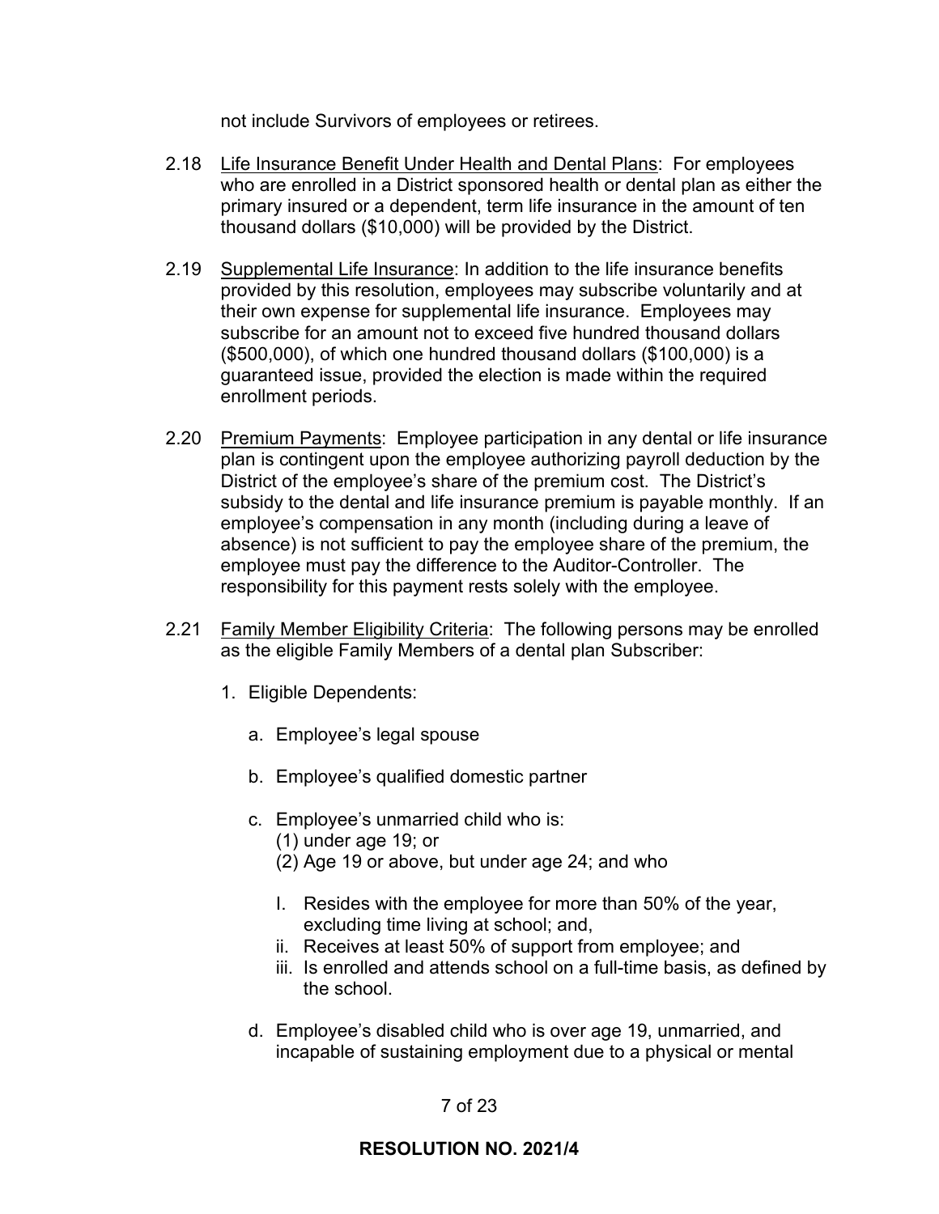not include Survivors of employees or retirees.

2.18 <u>Life Insurance Benefit Under Health and Dental Plans</u>: For employees who are enrolled in a District sponsored health or dental plan as either the primary insured or a dependent, term life insurance in the amount of ten thousand dollars ($10,000) will be provided by the District.

2.19 <u>Supplemental Life Insurance</u>: In addition to the life insurance benefits provided by this resolution, employees may subscribe voluntarily and at their own expense for supplemental life insurance. Employees may subscribe for an amount not to exceed five hundred thousand dollars ($500,000), of which one hundred thousand dollars ($100,000) is a guaranteed issue, provided the election is made within the required enrollment periods.

2.20 <u>Premium Payments</u>: Employee participation in any dental or life insurance plan is contingent upon the employee authorizing payroll deduction by the District of the employee's share of the premium cost. The District's subsidy to the dental and life insurance premium is payable monthly. If an employee's compensation in any month (including during a leave of absence) is not sufficient to pay the employee share of the premium, the employee must pay the difference to the Auditor-Controller. The responsibility for this payment rests solely with the employee.

2.21 <u>Family Member Eligibility Criteria</u>: The following persons may be enrolled as the eligible Family Members of a dental plan Subscriber:

1. Eligible Dependents:

   a. Employee's legal spouse

   b. Employee's qualified domestic partner

   c. Employee's unmarried child who is:
      (1) under age 19; or
      (2) Age 19 or above, but under age 24; and who

      I. Resides with the employee for more than 50% of the year, excluding time living at school; and,
      ii. Receives at least 50% of support from employee; and
      iii. Is enrolled and attends school on a full-time basis, as defined by the school.

   d. Employee's disabled child who is over age 19, unmarried, and incapable of sustaining employment due to a physical or mental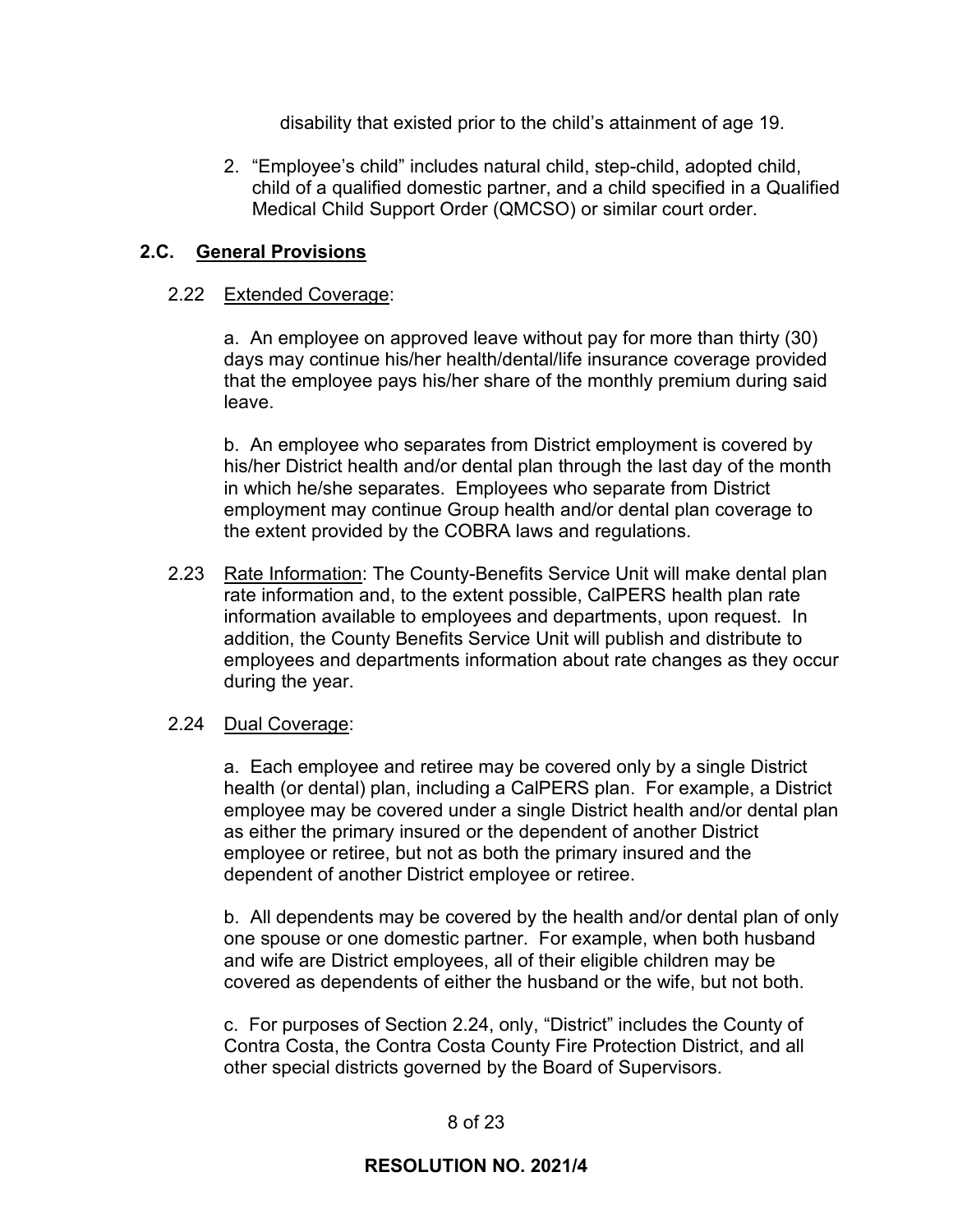disability that existed prior to the child's attainment of age 19.

2. "Employee's child" includes natural child, step-child, adopted child, child of a qualified domestic partner, and a child specified in a Qualified Medical Child Support Order (QMCSO) or similar court order.

## 2.C. General Provisions

2.22 Extended Coverage:

a. An employee on approved leave without pay for more than thirty (30) days may continue his/her health/dental/life insurance coverage provided that the employee pays his/her share of the monthly premium during said leave.

b. An employee who separates from District employment is covered by his/her District health and/or dental plan through the last day of the month in which he/she separates. Employees who separate from District employment may continue Group health and/or dental plan coverage to the extent provided by the COBRA laws and regulations.

2.23 Rate Information: The County-Benefits Service Unit will make dental plan rate information and, to the extent possible, CalPERS health plan rate information available to employees and departments, upon request. In addition, the County Benefits Service Unit will publish and distribute to employees and departments information about rate changes as they occur during the year.

2.24 Dual Coverage:

a. Each employee and retiree may be covered only by a single District health (or dental) plan, including a CalPERS plan. For example, a District employee may be covered under a single District health and/or dental plan as either the primary insured or the dependent of another District employee or retiree, but not as both the primary insured and the dependent of another District employee or retiree.

b. All dependents may be covered by the health and/or dental plan of only one spouse or one domestic partner. For example, when both husband and wife are District employees, all of their eligible children may be covered as dependents of either the husband or the wife, but not both.

c. For purposes of Section 2.24, only, "District" includes the County of Contra Costa, the Contra Costa County Fire Protection District, and all other special districts governed by the Board of Supervisors.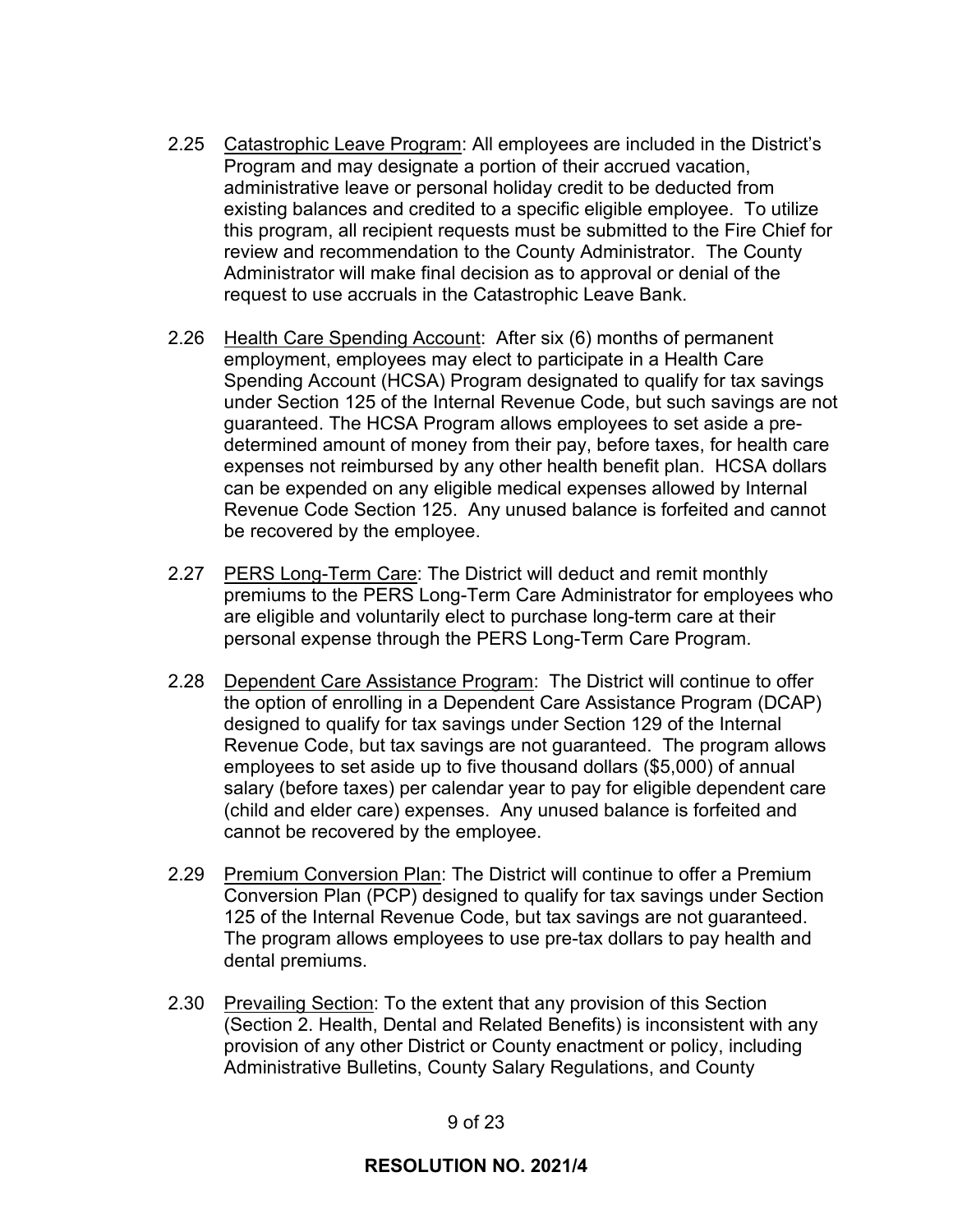2.25 Catastrophic Leave Program: All employees are included in the District's Program and may designate a portion of their accrued vacation, administrative leave or personal holiday credit to be deducted from existing balances and credited to a specific eligible employee. To utilize this program, all recipient requests must be submitted to the Fire Chief for review and recommendation to the County Administrator. The County Administrator will make final decision as to approval or denial of the request to use accruals in the Catastrophic Leave Bank.

2.26 Health Care Spending Account: After six (6) months of permanent employment, employees may elect to participate in a Health Care Spending Account (HCSA) Program designated to qualify for tax savings under Section 125 of the Internal Revenue Code, but such savings are not guaranteed. The HCSA Program allows employees to set aside a pre-determined amount of money from their pay, before taxes, for health care expenses not reimbursed by any other health benefit plan. HCSA dollars can be expended on any eligible medical expenses allowed by Internal Revenue Code Section 125. Any unused balance is forfeited and cannot be recovered by the employee.

2.27 PERS Long-Term Care: The District will deduct and remit monthly premiums to the PERS Long-Term Care Administrator for employees who are eligible and voluntarily elect to purchase long-term care at their personal expense through the PERS Long-Term Care Program.

2.28 Dependent Care Assistance Program: The District will continue to offer the option of enrolling in a Dependent Care Assistance Program (DCAP) designed to qualify for tax savings under Section 129 of the Internal Revenue Code, but tax savings are not guaranteed. The program allows employees to set aside up to five thousand dollars ($5,000) of annual salary (before taxes) per calendar year to pay for eligible dependent care (child and elder care) expenses. Any unused balance is forfeited and cannot be recovered by the employee.

2.29 Premium Conversion Plan: The District will continue to offer a Premium Conversion Plan (PCP) designed to qualify for tax savings under Section 125 of the Internal Revenue Code, but tax savings are not guaranteed. The program allows employees to use pre-tax dollars to pay health and dental premiums.

2.30 Prevailing Section: To the extent that any provision of this Section (Section 2. Health, Dental and Related Benefits) is inconsistent with any provision of any other District or County enactment or policy, including Administrative Bulletins, County Salary Regulations, and County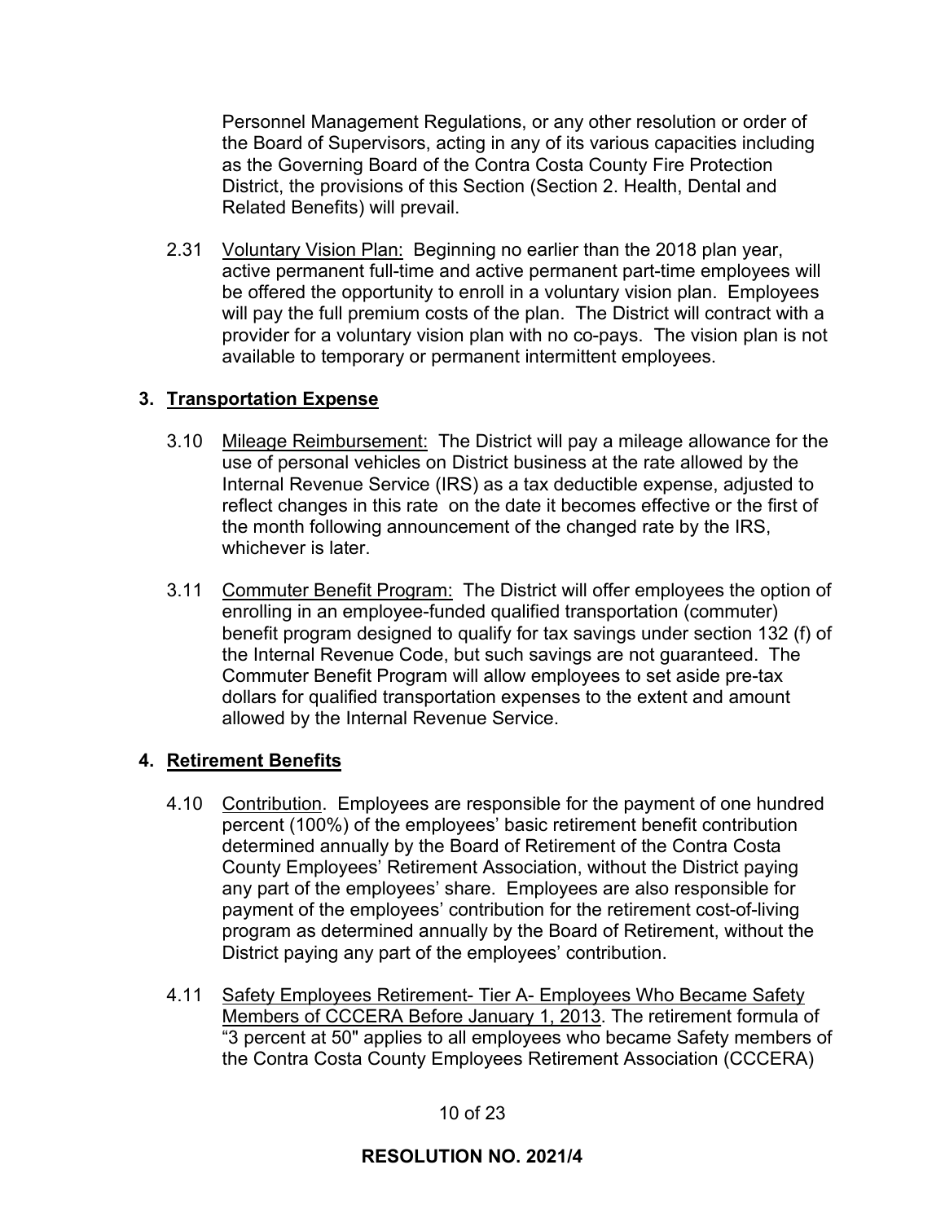Personnel Management Regulations, or any other resolution or order of the Board of Supervisors, acting in any of its various capacities including as the Governing Board of the Contra Costa County Fire Protection District, the provisions of this Section (Section 2. Health, Dental and Related Benefits) will prevail.

2.31 Voluntary Vision Plan: Beginning no earlier than the 2018 plan year, active permanent full-time and active permanent part-time employees will be offered the opportunity to enroll in a voluntary vision plan. Employees will pay the full premium costs of the plan. The District will contract with a provider for a voluntary vision plan with no co-pays. The vision plan is not available to temporary or permanent intermittent employees.

## 3. Transportation Expense

3.10 Mileage Reimbursement: The District will pay a mileage allowance for the use of personal vehicles on District business at the rate allowed by the Internal Revenue Service (IRS) as a tax deductible expense, adjusted to reflect changes in this rate on the date it becomes effective or the first of the month following announcement of the changed rate by the IRS, whichever is later.

3.11 Commuter Benefit Program: The District will offer employees the option of enrolling in an employee-funded qualified transportation (commuter) benefit program designed to qualify for tax savings under section 132 (f) of the Internal Revenue Code, but such savings are not guaranteed. The Commuter Benefit Program will allow employees to set aside pre-tax dollars for qualified transportation expenses to the extent and amount allowed by the Internal Revenue Service.

## 4. Retirement Benefits

4.10 Contribution. Employees are responsible for the payment of one hundred percent (100%) of the employees' basic retirement benefit contribution determined annually by the Board of Retirement of the Contra Costa County Employees' Retirement Association, without the District paying any part of the employees' share. Employees are also responsible for payment of the employees' contribution for the retirement cost-of-living program as determined annually by the Board of Retirement, without the District paying any part of the employees' contribution.

4.11 Safety Employees Retirement- Tier A- Employees Who Became Safety Members of CCCERA Before January 1, 2013. The retirement formula of "3 percent at 50" applies to all employees who became Safety members of the Contra Costa County Employees Retirement Association (CCCERA)

**RESOLUTION NO. 2021/4**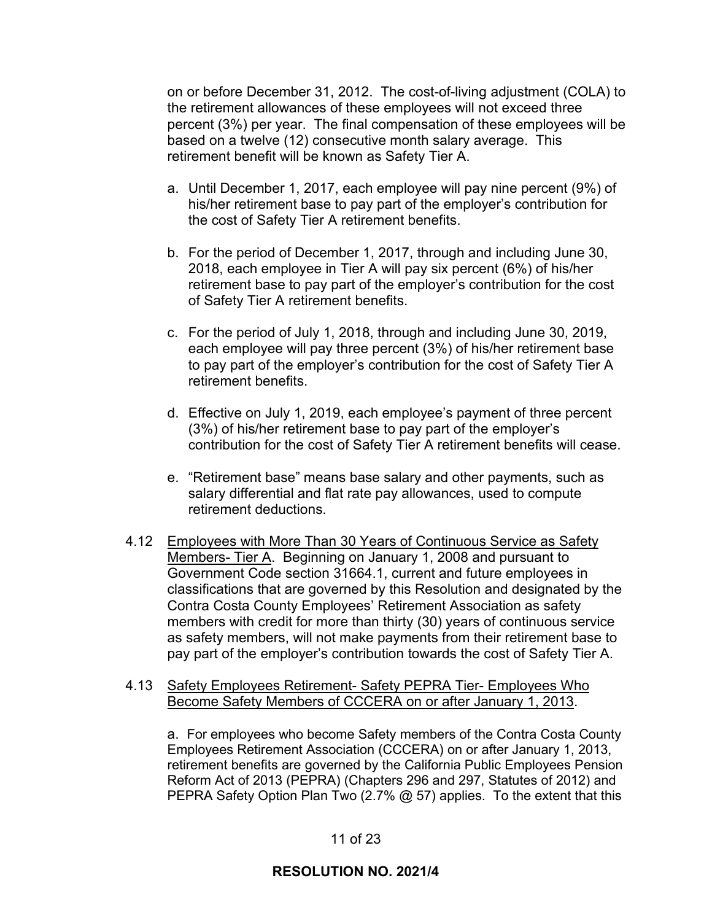on or before December 31, 2012. The cost-of-living adjustment (COLA) to the retirement allowances of these employees will not exceed three percent (3%) per year. The final compensation of these employees will be based on a twelve (12) consecutive month salary average. This retirement benefit will be known as Safety Tier A.

a. Until December 1, 2017, each employee will pay nine percent (9%) of his/her retirement base to pay part of the employer's contribution for the cost of Safety Tier A retirement benefits.

b. For the period of December 1, 2017, through and including June 30, 2018, each employee in Tier A will pay six percent (6%) of his/her retirement base to pay part of the employer's contribution for the cost of Safety Tier A retirement benefits.

c. For the period of July 1, 2018, through and including June 30, 2019, each employee will pay three percent (3%) of his/her retirement base to pay part of the employer's contribution for the cost of Safety Tier A retirement benefits.

d. Effective on July 1, 2019, each employee's payment of three percent (3%) of his/her retirement base to pay part of the employer's contribution for the cost of Safety Tier A retirement benefits will cease.

e. "Retirement base" means base salary and other payments, such as salary differential and flat rate pay allowances, used to compute retirement deductions.

4.12 Employees with More Than 30 Years of Continuous Service as Safety Members- Tier A. Beginning on January 1, 2008 and pursuant to Government Code section 31664.1, current and future employees in classifications that are governed by this Resolution and designated by the Contra Costa County Employees' Retirement Association as safety members with credit for more than thirty (30) years of continuous service as safety members, will not make payments from their retirement base to pay part of the employer's contribution towards the cost of Safety Tier A.

4.13 Safety Employees Retirement- Safety PEPRA Tier- Employees Who Become Safety Members of CCCERA on or after January 1, 2013.

a. For employees who become Safety members of the Contra Costa County Employees Retirement Association (CCCERA) on or after January 1, 2013, retirement benefits are governed by the California Public Employees Pension Reform Act of 2013 (PEPRA) (Chapters 296 and 297, Statutes of 2012) and PEPRA Safety Option Plan Two (2.7% @ 57) applies. To the extent that this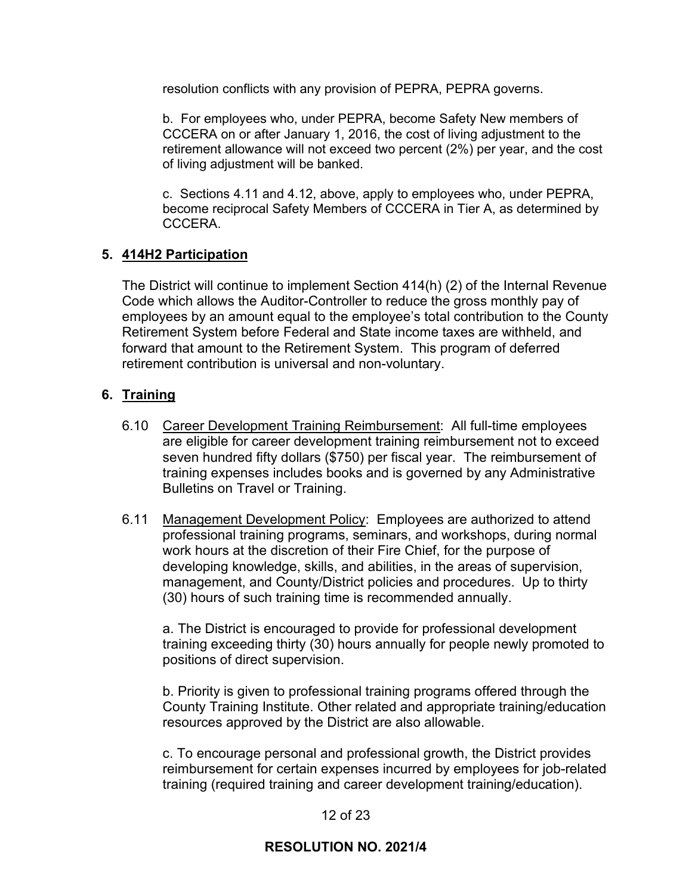resolution conflicts with any provision of PEPRA, PEPRA governs.

b. For employees who, under PEPRA, become Safety New members of CCCERA on or after January 1, 2016, the cost of living adjustment to the retirement allowance will not exceed two percent (2%) per year, and the cost of living adjustment will be banked.

c. Sections 4.11 and 4.12, above, apply to employees who, under PEPRA, become reciprocal Safety Members of CCCERA in Tier A, as determined by CCCERA.

## 5. <u>414H2 Participation</u>

The District will continue to implement Section 414(h) (2) of the Internal Revenue Code which allows the Auditor-Controller to reduce the gross monthly pay of employees by an amount equal to the employee's total contribution to the County Retirement System before Federal and State income taxes are withheld, and forward that amount to the Retirement System. This program of deferred retirement contribution is universal and non-voluntary.

## 6. <u>Training</u>

6.10 <u>Career Development Training Reimbursement</u>: All full-time employees are eligible for career development training reimbursement not to exceed seven hundred fifty dollars ($750) per fiscal year. The reimbursement of training expenses includes books and is governed by any Administrative Bulletins on Travel or Training.

6.11 <u>Management Development Policy</u>: Employees are authorized to attend professional training programs, seminars, and workshops, during normal work hours at the discretion of their Fire Chief, for the purpose of developing knowledge, skills, and abilities, in the areas of supervision, management, and County/District policies and procedures. Up to thirty (30) hours of such training time is recommended annually.

a. The District is encouraged to provide for professional development training exceeding thirty (30) hours annually for people newly promoted to positions of direct supervision.

b. Priority is given to professional training programs offered through the County Training Institute. Other related and appropriate training/education resources approved by the District are also allowable.

c. To encourage personal and professional growth, the District provides reimbursement for certain expenses incurred by employees for job-related training (required training and career development training/education).

**RESOLUTION NO. 2021/4**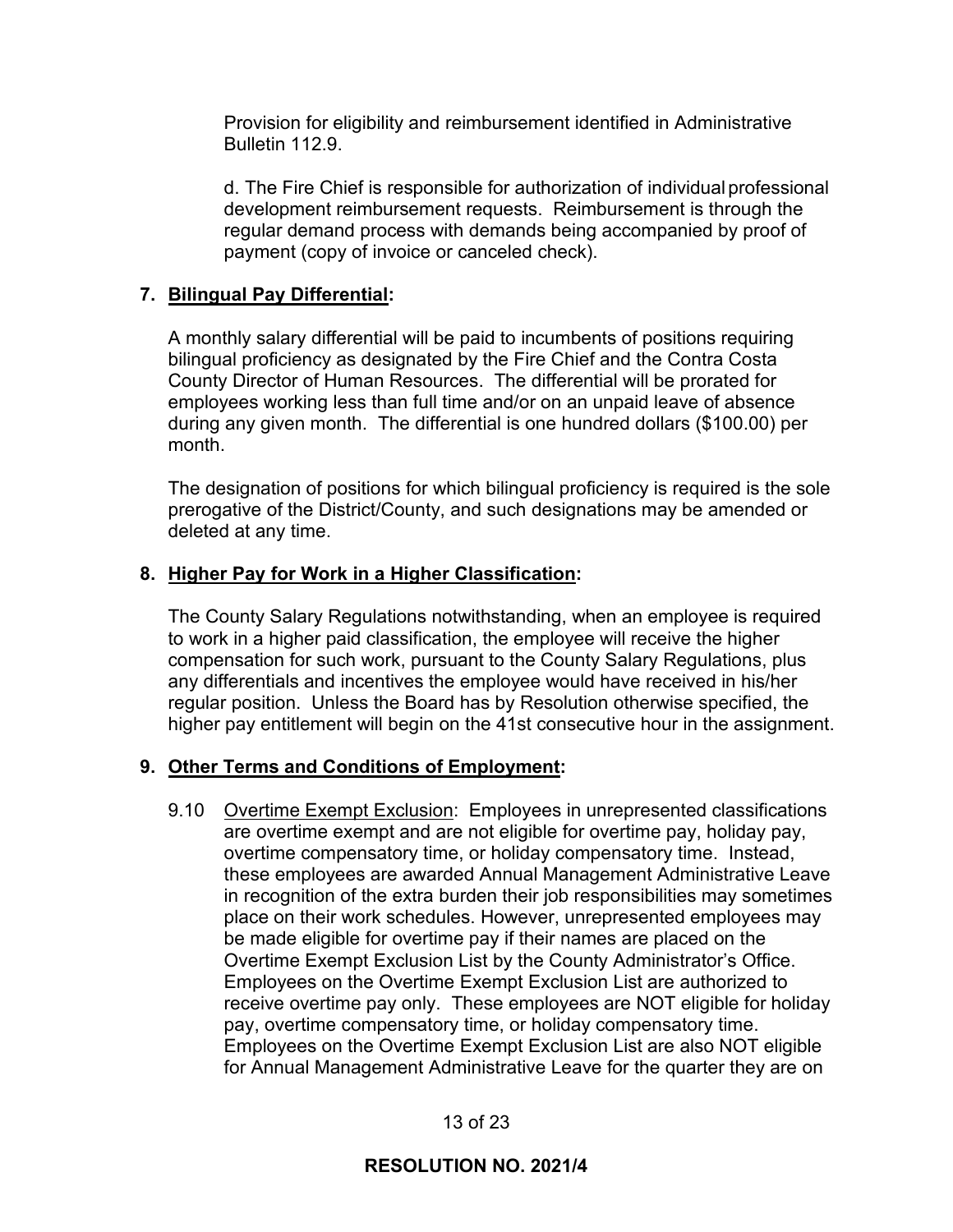Provision for eligibility and reimbursement identified in Administrative Bulletin 112.9.

d. The Fire Chief is responsible for authorization of individual professional development reimbursement requests. Reimbursement is through the regular demand process with demands being accompanied by proof of payment (copy of invoice or canceled check).

## 7. Bilingual Pay Differential:

A monthly salary differential will be paid to incumbents of positions requiring bilingual proficiency as designated by the Fire Chief and the Contra Costa County Director of Human Resources. The differential will be prorated for employees working less than full time and/or on an unpaid leave of absence during any given month. The differential is one hundred dollars ($100.00) per month.

The designation of positions for which bilingual proficiency is required is the sole prerogative of the District/County, and such designations may be amended or deleted at any time.

## 8. Higher Pay for Work in a Higher Classification:

The County Salary Regulations notwithstanding, when an employee is required to work in a higher paid classification, the employee will receive the higher compensation for such work, pursuant to the County Salary Regulations, plus any differentials and incentives the employee would have received in his/her regular position. Unless the Board has by Resolution otherwise specified, the higher pay entitlement will begin on the 41st consecutive hour in the assignment.

## 9. Other Terms and Conditions of Employment:

9.10 Overtime Exempt Exclusion: Employees in unrepresented classifications are overtime exempt and are not eligible for overtime pay, holiday pay, overtime compensatory time, or holiday compensatory time. Instead, these employees are awarded Annual Management Administrative Leave in recognition of the extra burden their job responsibilities may sometimes place on their work schedules. However, unrepresented employees may be made eligible for overtime pay if their names are placed on the Overtime Exempt Exclusion List by the County Administrator's Office. Employees on the Overtime Exempt Exclusion List are authorized to receive overtime pay only. These employees are NOT eligible for holiday pay, overtime compensatory time, or holiday compensatory time. Employees on the Overtime Exempt Exclusion List are also NOT eligible for Annual Management Administrative Leave for the quarter they are on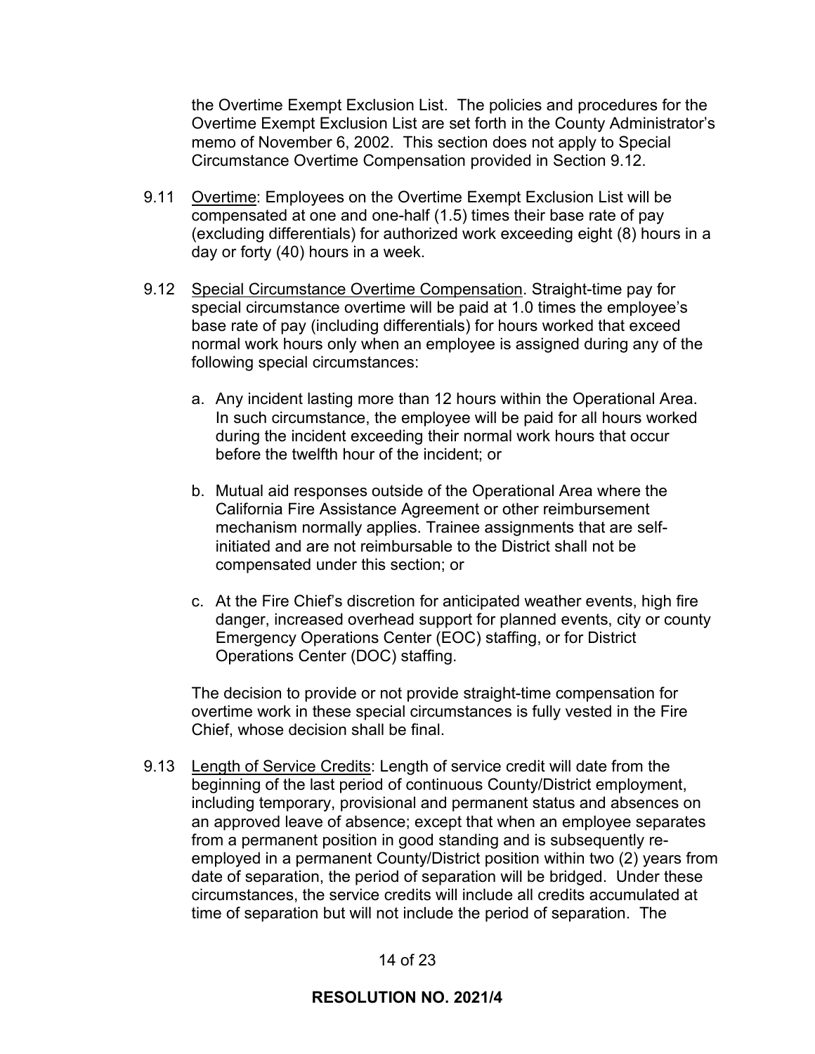the Overtime Exempt Exclusion List. The policies and procedures for the Overtime Exempt Exclusion List are set forth in the County Administrator's memo of November 6, 2002. This section does not apply to Special Circumstance Overtime Compensation provided in Section 9.12.

9.11 Overtime: Employees on the Overtime Exempt Exclusion List will be compensated at one and one-half (1.5) times their base rate of pay (excluding differentials) for authorized work exceeding eight (8) hours in a day or forty (40) hours in a week.

9.12 Special Circumstance Overtime Compensation. Straight-time pay for special circumstance overtime will be paid at 1.0 times the employee's base rate of pay (including differentials) for hours worked that exceed normal work hours only when an employee is assigned during any of the following special circumstances:

a. Any incident lasting more than 12 hours within the Operational Area. In such circumstance, the employee will be paid for all hours worked during the incident exceeding their normal work hours that occur before the twelfth hour of the incident; or

b. Mutual aid responses outside of the Operational Area where the California Fire Assistance Agreement or other reimbursement mechanism normally applies. Trainee assignments that are self-initiated and are not reimbursable to the District shall not be compensated under this section; or

c. At the Fire Chief's discretion for anticipated weather events, high fire danger, increased overhead support for planned events, city or county Emergency Operations Center (EOC) staffing, or for District Operations Center (DOC) staffing.

The decision to provide or not provide straight-time compensation for overtime work in these special circumstances is fully vested in the Fire Chief, whose decision shall be final.

9.13 Length of Service Credits: Length of service credit will date from the beginning of the last period of continuous County/District employment, including temporary, provisional and permanent status and absences on an approved leave of absence; except that when an employee separates from a permanent position in good standing and is subsequently re-employed in a permanent County/District position within two (2) years from date of separation, the period of separation will be bridged. Under these circumstances, the service credits will include all credits accumulated at time of separation but will not include the period of separation. The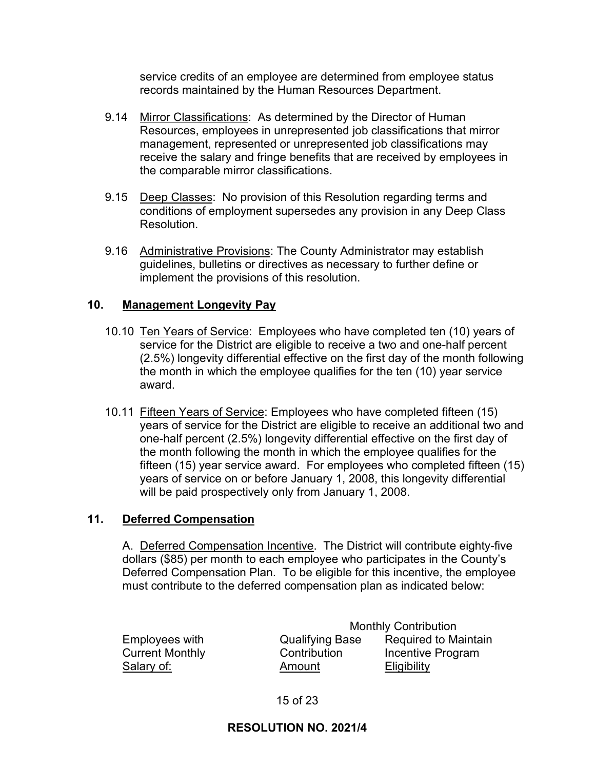service credits of an employee are determined from employee status records maintained by the Human Resources Department.

9.14 Mirror Classifications: As determined by the Director of Human Resources, employees in unrepresented job classifications that mirror management, represented or unrepresented job classifications may receive the salary and fringe benefits that are received by employees in the comparable mirror classifications.

9.15 Deep Classes: No provision of this Resolution regarding terms and conditions of employment supersedes any provision in any Deep Class Resolution.

9.16 Administrative Provisions: The County Administrator may establish guidelines, bulletins or directives as necessary to further define or implement the provisions of this resolution.

## 10. Management Longevity Pay

10.10 Ten Years of Service: Employees who have completed ten (10) years of service for the District are eligible to receive a two and one-half percent (2.5%) longevity differential effective on the first day of the month following the month in which the employee qualifies for the ten (10) year service award.

10.11 Fifteen Years of Service: Employees who have completed fifteen (15) years of service for the District are eligible to receive an additional two and one-half percent (2.5%) longevity differential effective on the first day of the month following the month in which the employee qualifies for the fifteen (15) year service award. For employees who completed fifteen (15) years of service on or before January 1, 2008, this longevity differential will be paid prospectively only from January 1, 2008.

## 11. Deferred Compensation

A. Deferred Compensation Incentive. The District will contribute eighty-five dollars ($85) per month to each employee who participates in the County's Deferred Compensation Plan. To be eligible for this incentive, the employee must contribute to the deferred compensation plan as indicated below:

| Employees with Current Monthly Salary of: | Qualifying Base Contribution Amount | Monthly Contribution Required to Maintain Incentive Program Eligibility |
|---|---|---|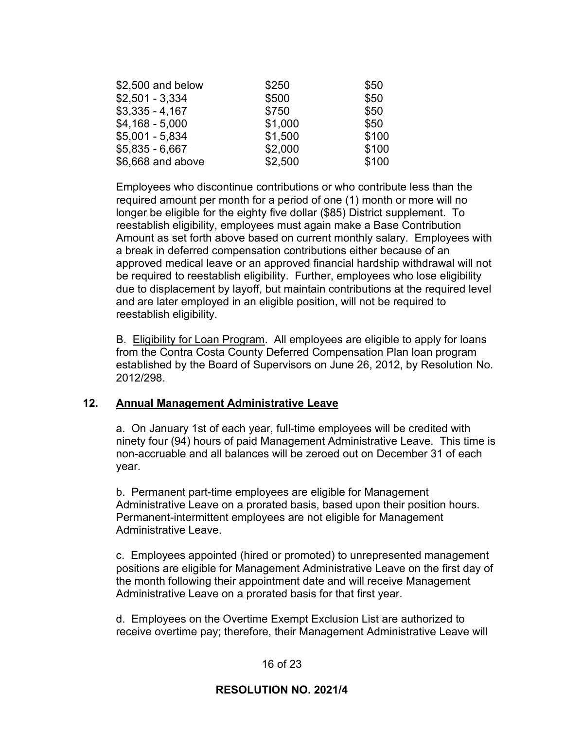| | | |
|---|---|---|
| $2,500 and below | $250 | $50 |
| $2,501 - 3,334 | $500 | $50 |
| $3,335 - 4,167 | $750 | $50 |
| $4,168 - 5,000 | $1,000 | $50 |
| $5,001 - 5,834 | $1,500 | $100 |
| $5,835 - 6,667 | $2,000 | $100 |
| $6,668 and above | $2,500 | $100 |

Employees who discontinue contributions or who contribute less than the required amount per month for a period of one (1) month or more will no longer be eligible for the eighty five dollar ($85) District supplement. To reestablish eligibility, employees must again make a Base Contribution Amount as set forth above based on current monthly salary. Employees with a break in deferred compensation contributions either because of an approved medical leave or an approved financial hardship withdrawal will not be required to reestablish eligibility. Further, employees who lose eligibility due to displacement by layoff, but maintain contributions at the required level and are later employed in an eligible position, will not be required to reestablish eligibility.

B. Eligibility for Loan Program. All employees are eligible to apply for loans from the Contra Costa County Deferred Compensation Plan loan program established by the Board of Supervisors on June 26, 2012, by Resolution No. 2012/298.

**12. Annual Management Administrative Leave**

a. On January 1st of each year, full-time employees will be credited with ninety four (94) hours of paid Management Administrative Leave. This time is non-accruable and all balances will be zeroed out on December 31 of each year.

b. Permanent part-time employees are eligible for Management Administrative Leave on a prorated basis, based upon their position hours. Permanent-intermittent employees are not eligible for Management Administrative Leave.

c. Employees appointed (hired or promoted) to unrepresented management positions are eligible for Management Administrative Leave on the first day of the month following their appointment date and will receive Management Administrative Leave on a prorated basis for that first year.

d. Employees on the Overtime Exempt Exclusion List are authorized to receive overtime pay; therefore, their Management Administrative Leave will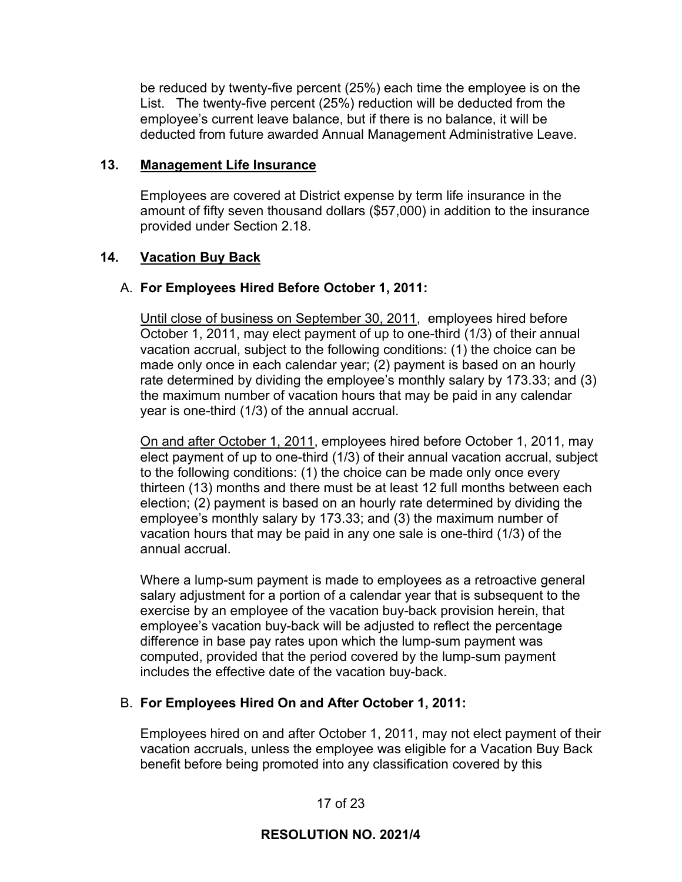be reduced by twenty-five percent (25%) each time the employee is on the List. The twenty-five percent (25%) reduction will be deducted from the employee's current leave balance, but if there is no balance, it will be deducted from future awarded Annual Management Administrative Leave.

## 13. Management Life Insurance

Employees are covered at District expense by term life insurance in the amount of fifty seven thousand dollars ($57,000) in addition to the insurance provided under Section 2.18.

## 14. Vacation Buy Back

### A. For Employees Hired Before October 1, 2011:

Until close of business on September 30, 2011, employees hired before October 1, 2011, may elect payment of up to one-third (1/3) of their annual vacation accrual, subject to the following conditions: (1) the choice can be made only once in each calendar year; (2) payment is based on an hourly rate determined by dividing the employee's monthly salary by 173.33; and (3) the maximum number of vacation hours that may be paid in any calendar year is one-third (1/3) of the annual accrual.

On and after October 1, 2011, employees hired before October 1, 2011, may elect payment of up to one-third (1/3) of their annual vacation accrual, subject to the following conditions: (1) the choice can be made only once every thirteen (13) months and there must be at least 12 full months between each election; (2) payment is based on an hourly rate determined by dividing the employee's monthly salary by 173.33; and (3) the maximum number of vacation hours that may be paid in any one sale is one-third (1/3) of the annual accrual.

Where a lump-sum payment is made to employees as a retroactive general salary adjustment for a portion of a calendar year that is subsequent to the exercise by an employee of the vacation buy-back provision herein, that employee's vacation buy-back will be adjusted to reflect the percentage difference in base pay rates upon which the lump-sum payment was computed, provided that the period covered by the lump-sum payment includes the effective date of the vacation buy-back.

### B. For Employees Hired On and After October 1, 2011:

Employees hired on and after October 1, 2011, may not elect payment of their vacation accruals, unless the employee was eligible for a Vacation Buy Back benefit before being promoted into any classification covered by this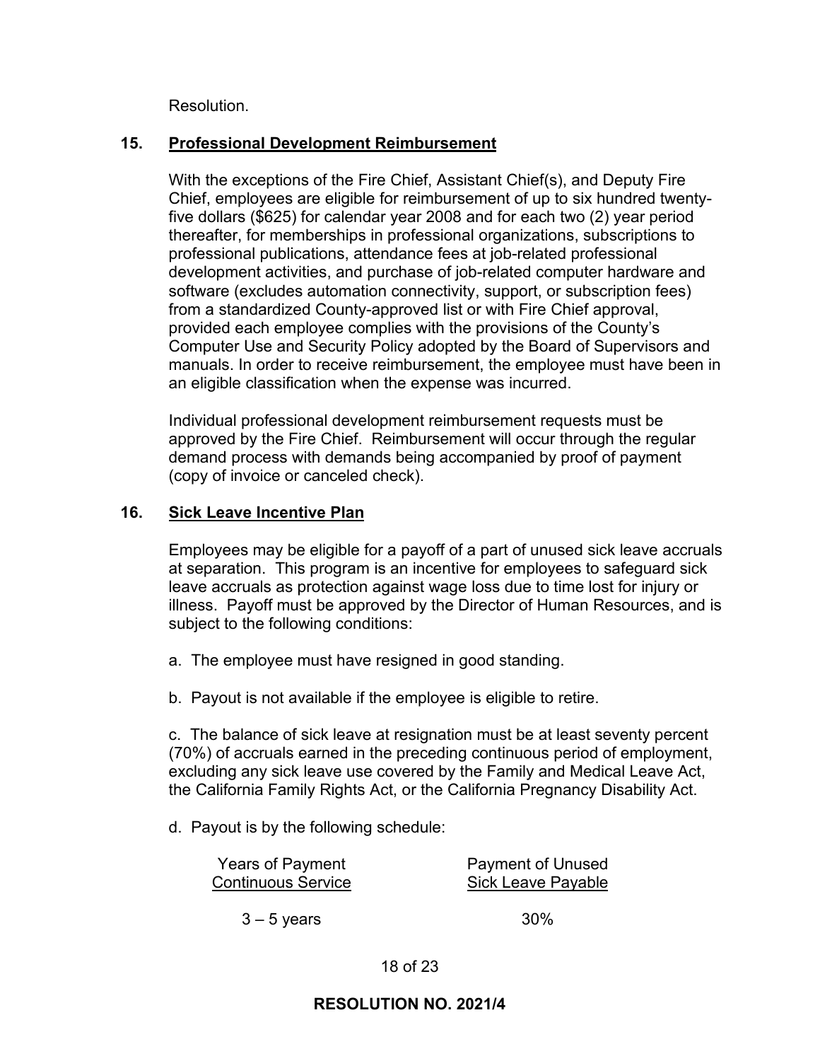Resolution.

## 15. Professional Development Reimbursement

With the exceptions of the Fire Chief, Assistant Chief(s), and Deputy Fire Chief, employees are eligible for reimbursement of up to six hundred twenty-five dollars ($625) for calendar year 2008 and for each two (2) year period thereafter, for memberships in professional organizations, subscriptions to professional publications, attendance fees at job-related professional development activities, and purchase of job-related computer hardware and software (excludes automation connectivity, support, or subscription fees) from a standardized County-approved list or with Fire Chief approval, provided each employee complies with the provisions of the County's Computer Use and Security Policy adopted by the Board of Supervisors and manuals. In order to receive reimbursement, the employee must have been in an eligible classification when the expense was incurred.

Individual professional development reimbursement requests must be approved by the Fire Chief. Reimbursement will occur through the regular demand process with demands being accompanied by proof of payment (copy of invoice or canceled check).

## 16. Sick Leave Incentive Plan

Employees may be eligible for a payoff of a part of unused sick leave accruals at separation. This program is an incentive for employees to safeguard sick leave accruals as protection against wage loss due to time lost for injury or illness. Payoff must be approved by the Director of Human Resources, and is subject to the following conditions:

a. The employee must have resigned in good standing.

b. Payout is not available if the employee is eligible to retire.

c. The balance of sick leave at resignation must be at least seventy percent (70%) of accruals earned in the preceding continuous period of employment, excluding any sick leave use covered by the Family and Medical Leave Act, the California Family Rights Act, or the California Pregnancy Disability Act.

d. Payout is by the following schedule:

| Years of Payment Continuous Service | Payment of Unused Sick Leave Payable |
|---|---|
| 3 – 5 years | 30% |

**RESOLUTION NO. 2021/4**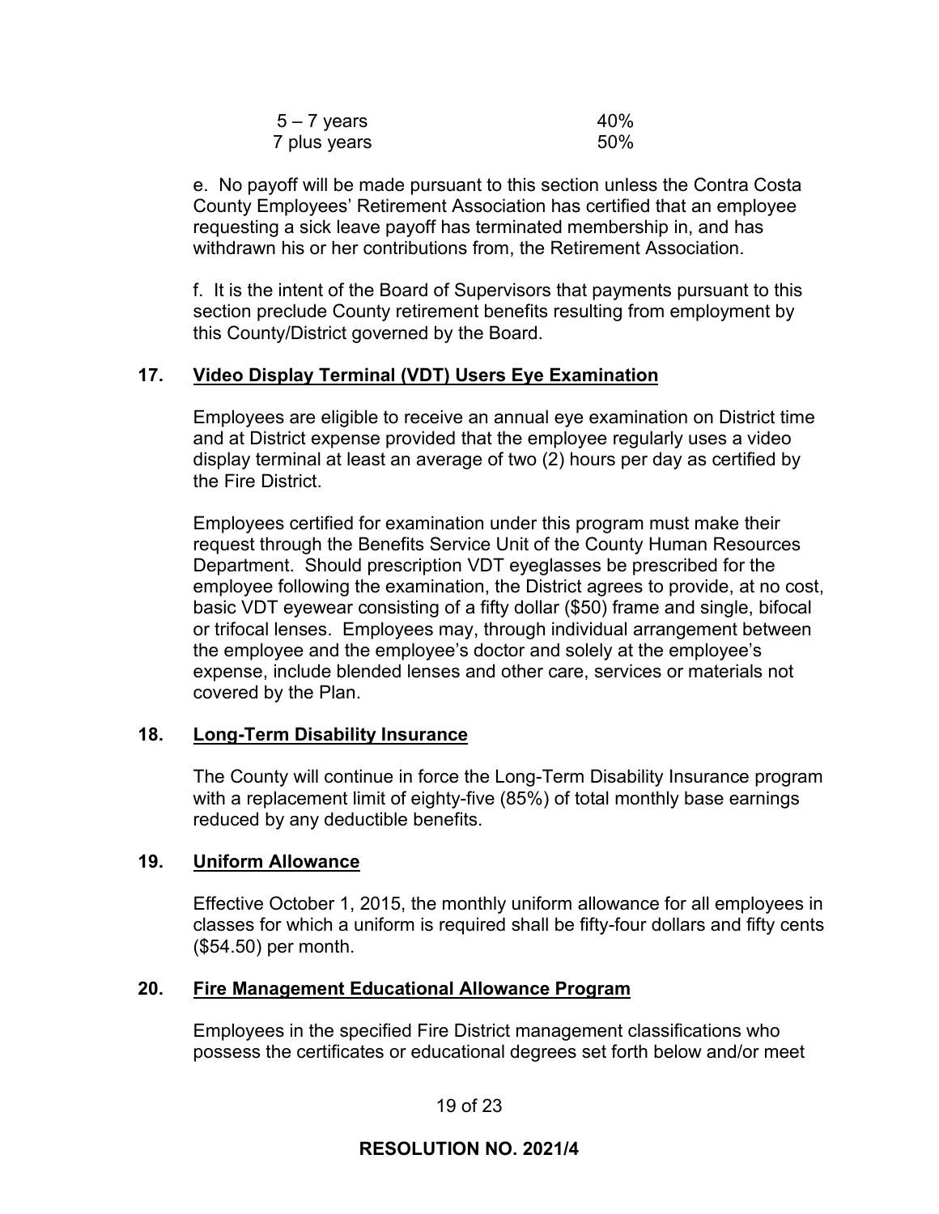| | |
|---|---|
| 5 – 7 years | 40% |
| 7 plus years | 50% |

e. No payoff will be made pursuant to this section unless the Contra Costa County Employees' Retirement Association has certified that an employee requesting a sick leave payoff has terminated membership in, and has withdrawn his or her contributions from, the Retirement Association.

f. It is the intent of the Board of Supervisors that payments pursuant to this section preclude County retirement benefits resulting from employment by this County/District governed by the Board.

## 17. Video Display Terminal (VDT) Users Eye Examination

Employees are eligible to receive an annual eye examination on District time and at District expense provided that the employee regularly uses a video display terminal at least an average of two (2) hours per day as certified by the Fire District.

Employees certified for examination under this program must make their request through the Benefits Service Unit of the County Human Resources Department. Should prescription VDT eyeglasses be prescribed for the employee following the examination, the District agrees to provide, at no cost, basic VDT eyewear consisting of a fifty dollar ($50) frame and single, bifocal or trifocal lenses. Employees may, through individual arrangement between the employee and the employee's doctor and solely at the employee's expense, include blended lenses and other care, services or materials not covered by the Plan.

## 18. Long-Term Disability Insurance

The County will continue in force the Long-Term Disability Insurance program with a replacement limit of eighty-five (85%) of total monthly base earnings reduced by any deductible benefits.

## 19. Uniform Allowance

Effective October 1, 2015, the monthly uniform allowance for all employees in classes for which a uniform is required shall be fifty-four dollars and fifty cents ($54.50) per month.

## 20. Fire Management Educational Allowance Program

Employees in the specified Fire District management classifications who possess the certificates or educational degrees set forth below and/or meet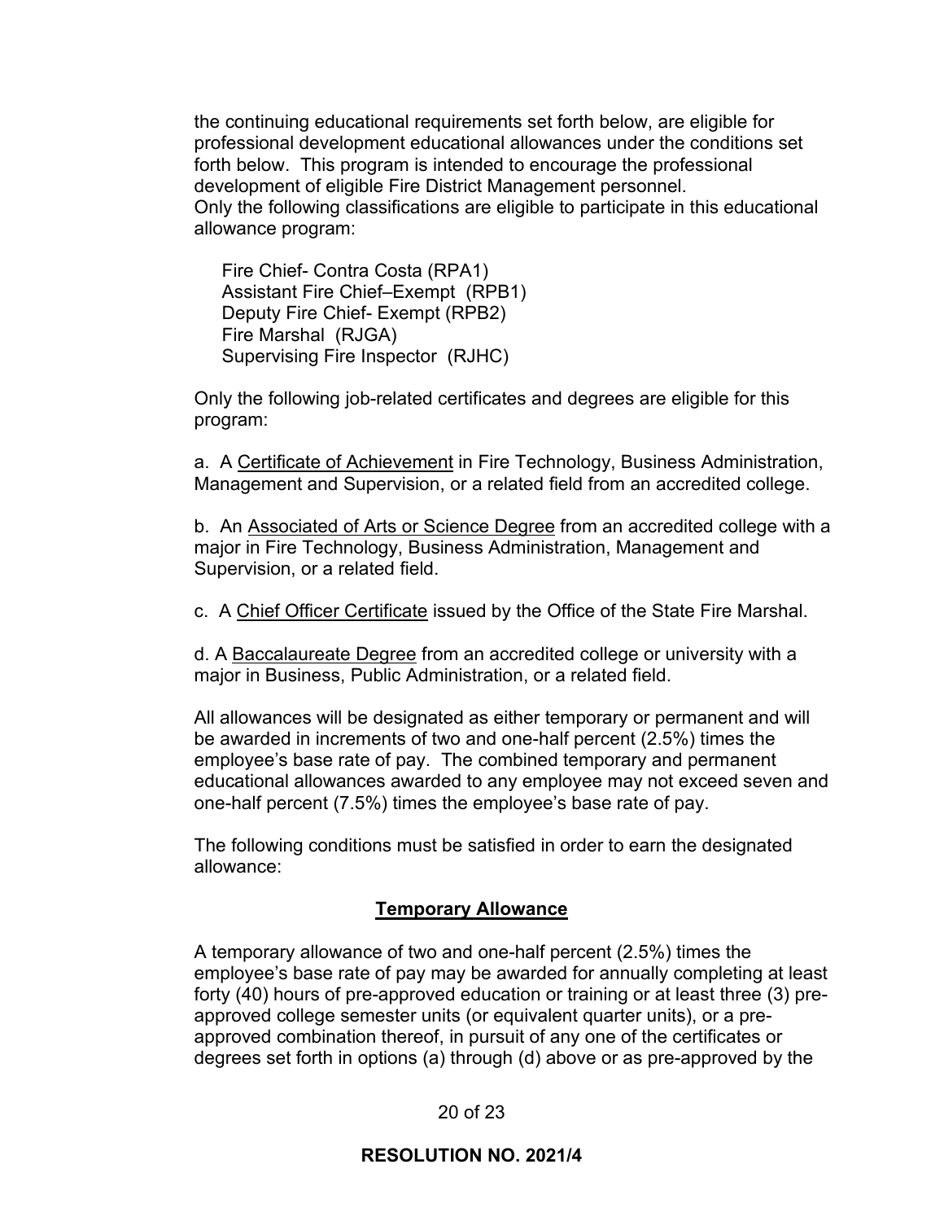the continuing educational requirements set forth below, are eligible for professional development educational allowances under the conditions set forth below. This program is intended to encourage the professional development of eligible Fire District Management personnel.
Only the following classifications are eligible to participate in this educational allowance program:

Fire Chief- Contra Costa (RPA1)
Assistant Fire Chief–Exempt (RPB1)
Deputy Fire Chief- Exempt (RPB2)
Fire Marshal (RJGA)
Supervising Fire Inspector (RJHC)

Only the following job-related certificates and degrees are eligible for this program:

a. A <u>Certificate of Achievement</u> in Fire Technology, Business Administration, Management and Supervision, or a related field from an accredited college.

b. An <u>Associated of Arts or Science Degree</u> from an accredited college with a major in Fire Technology, Business Administration, Management and Supervision, or a related field.

c. A <u>Chief Officer Certificate</u> issued by the Office of the State Fire Marshal.

d. A <u>Baccalaureate Degree</u> from an accredited college or university with a major in Business, Public Administration, or a related field.

All allowances will be designated as either temporary or permanent and will be awarded in increments of two and one-half percent (2.5%) times the employee's base rate of pay. The combined temporary and permanent educational allowances awarded to any employee may not exceed seven and one-half percent (7.5%) times the employee's base rate of pay.

The following conditions must be satisfied in order to earn the designated allowance:

## **<u>Temporary Allowance</u>**

A temporary allowance of two and one-half percent (2.5%) times the employee's base rate of pay may be awarded for annually completing at least forty (40) hours of pre-approved education or training or at least three (3) pre-approved college semester units (or equivalent quarter units), or a pre-approved combination thereof, in pursuit of any one of the certificates or degrees set forth in options (a) through (d) above or as pre-approved by the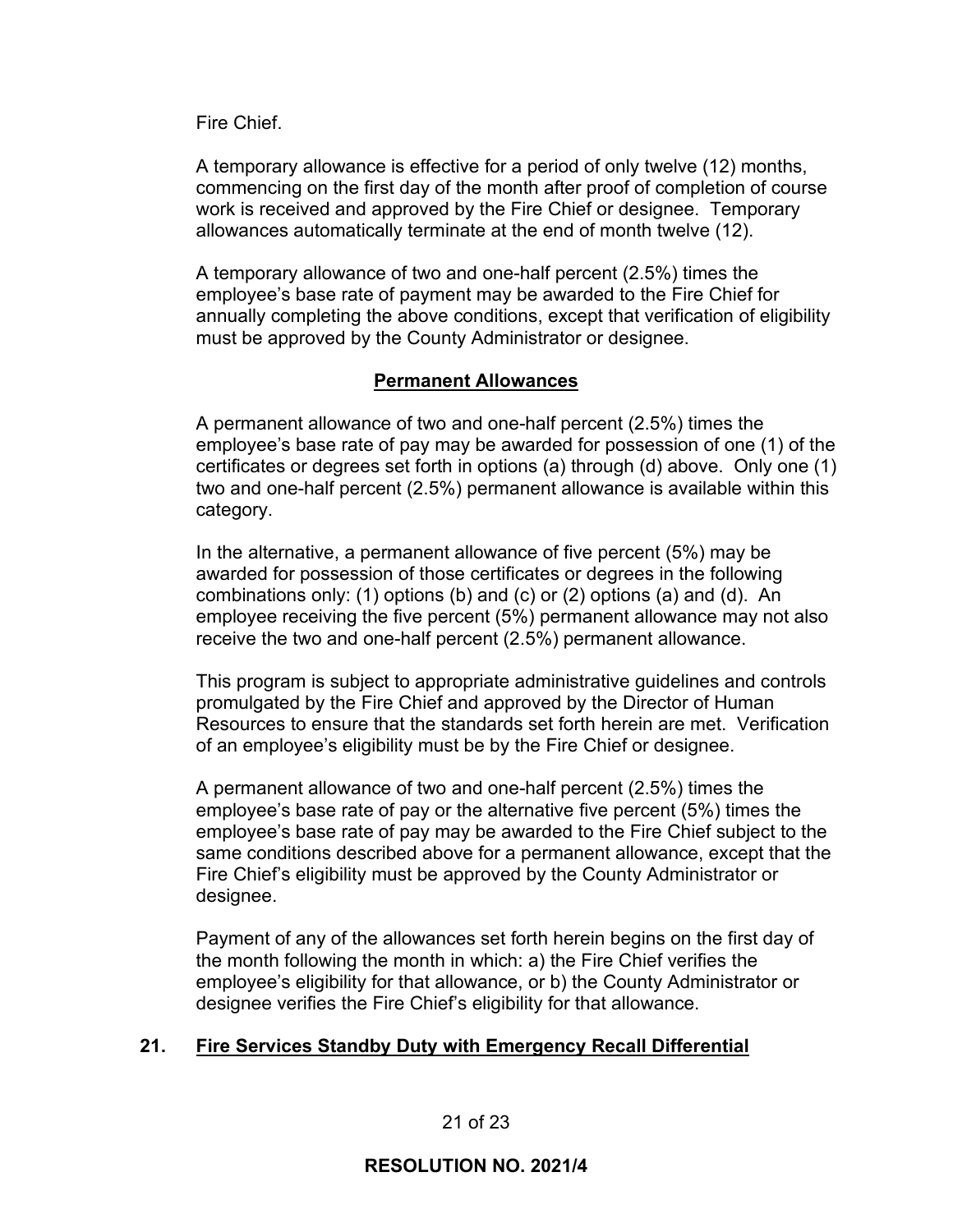Fire Chief.

A temporary allowance is effective for a period of only twelve (12) months, commencing on the first day of the month after proof of completion of course work is received and approved by the Fire Chief or designee. Temporary allowances automatically terminate at the end of month twelve (12).

A temporary allowance of two and one-half percent (2.5%) times the employee's base rate of payment may be awarded to the Fire Chief for annually completing the above conditions, except that verification of eligibility must be approved by the County Administrator or designee.

**Permanent Allowances**

A permanent allowance of two and one-half percent (2.5%) times the employee's base rate of pay may be awarded for possession of one (1) of the certificates or degrees set forth in options (a) through (d) above. Only one (1) two and one-half percent (2.5%) permanent allowance is available within this category.

In the alternative, a permanent allowance of five percent (5%) may be awarded for possession of those certificates or degrees in the following combinations only: (1) options (b) and (c) or (2) options (a) and (d). An employee receiving the five percent (5%) permanent allowance may not also receive the two and one-half percent (2.5%) permanent allowance.

This program is subject to appropriate administrative guidelines and controls promulgated by the Fire Chief and approved by the Director of Human Resources to ensure that the standards set forth herein are met. Verification of an employee's eligibility must be by the Fire Chief or designee.

A permanent allowance of two and one-half percent (2.5%) times the employee's base rate of pay or the alternative five percent (5%) times the employee's base rate of pay may be awarded to the Fire Chief subject to the same conditions described above for a permanent allowance, except that the Fire Chief's eligibility must be approved by the County Administrator or designee.

Payment of any of the allowances set forth herein begins on the first day of the month following the month in which: a) the Fire Chief verifies the employee's eligibility for that allowance, or b) the County Administrator or designee verifies the Fire Chief's eligibility for that allowance.

## 21. Fire Services Standby Duty with Emergency Recall Differential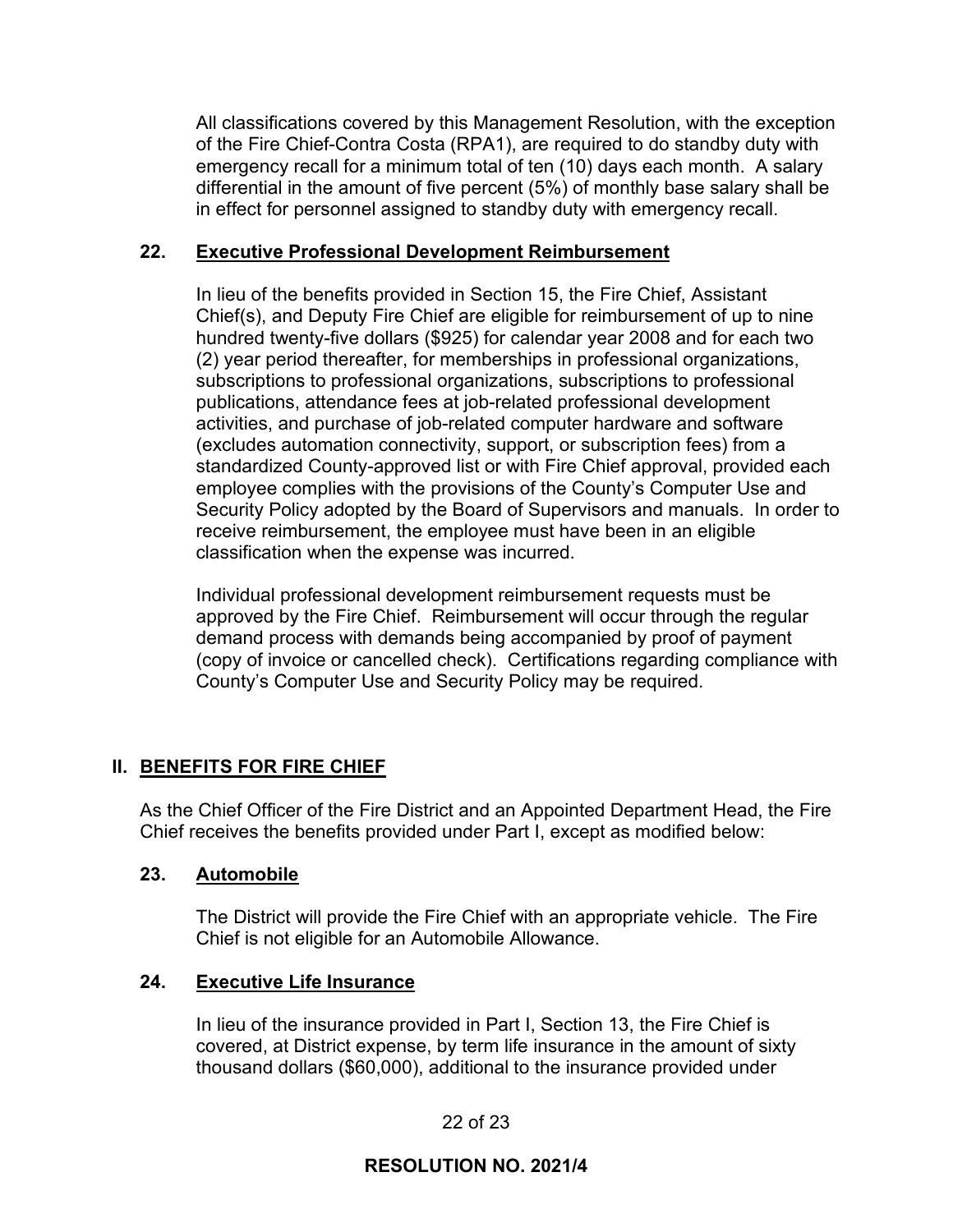All classifications covered by this Management Resolution, with the exception of the Fire Chief-Contra Costa (RPA1), are required to do standby duty with emergency recall for a minimum total of ten (10) days each month. A salary differential in the amount of five percent (5%) of monthly base salary shall be in effect for personnel assigned to standby duty with emergency recall.

### 22. Executive Professional Development Reimbursement

In lieu of the benefits provided in Section 15, the Fire Chief, Assistant Chief(s), and Deputy Fire Chief are eligible for reimbursement of up to nine hundred twenty-five dollars ($925) for calendar year 2008 and for each two (2) year period thereafter, for memberships in professional organizations, subscriptions to professional organizations, subscriptions to professional publications, attendance fees at job-related professional development activities, and purchase of job-related computer hardware and software (excludes automation connectivity, support, or subscription fees) from a standardized County-approved list or with Fire Chief approval, provided each employee complies with the provisions of the County's Computer Use and Security Policy adopted by the Board of Supervisors and manuals. In order to receive reimbursement, the employee must have been in an eligible classification when the expense was incurred.

Individual professional development reimbursement requests must be approved by the Fire Chief. Reimbursement will occur through the regular demand process with demands being accompanied by proof of payment (copy of invoice or cancelled check). Certifications regarding compliance with County's Computer Use and Security Policy may be required.

## II. BENEFITS FOR FIRE CHIEF

As the Chief Officer of the Fire District and an Appointed Department Head, the Fire Chief receives the benefits provided under Part I, except as modified below:

### 23. Automobile

The District will provide the Fire Chief with an appropriate vehicle. The Fire Chief is not eligible for an Automobile Allowance.

### 24. Executive Life Insurance

In lieu of the insurance provided in Part I, Section 13, the Fire Chief is covered, at District expense, by term life insurance in the amount of sixty thousand dollars ($60,000), additional to the insurance provided under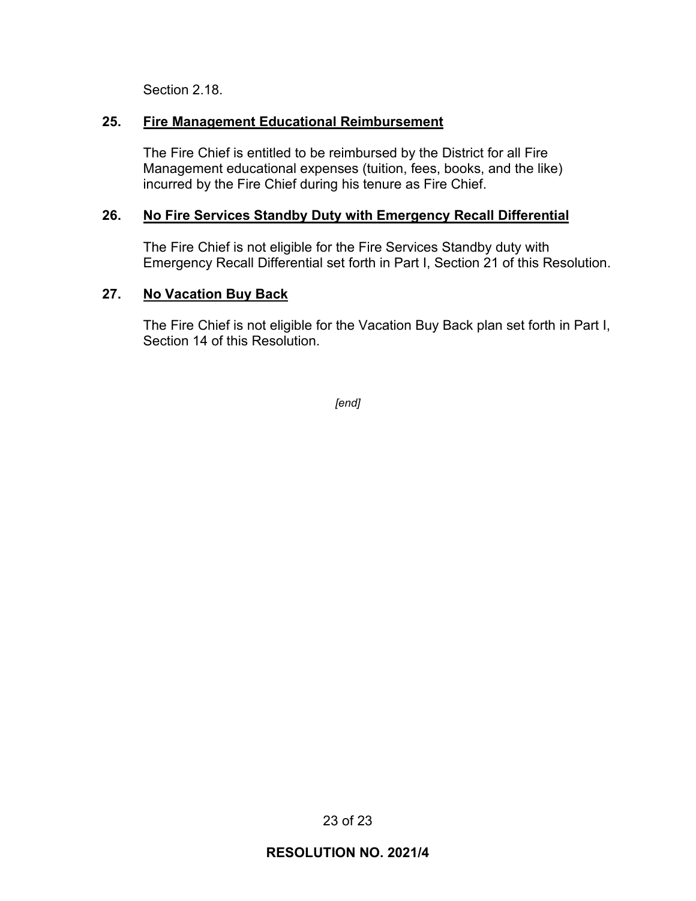Section 2.18.

## 25. Fire Management Educational Reimbursement

The Fire Chief is entitled to be reimbursed by the District for all Fire Management educational expenses (tuition, fees, books, and the like) incurred by the Fire Chief during his tenure as Fire Chief.

## 26. No Fire Services Standby Duty with Emergency Recall Differential

The Fire Chief is not eligible for the Fire Services Standby duty with Emergency Recall Differential set forth in Part I, Section 21 of this Resolution.

## 27. No Vacation Buy Back

The Fire Chief is not eligible for the Vacation Buy Back plan set forth in Part I, Section 14 of this Resolution.

*[end]*